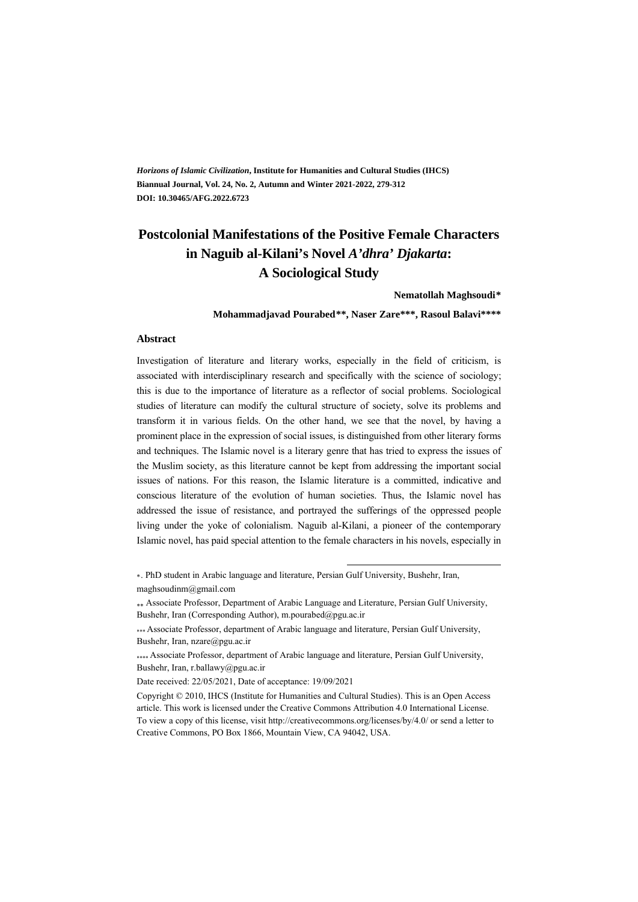***Horizons of Islamic Civilization*, Institute for Humanities and Cultural Studies (IHCS)**
**Biannual Journal, Vol. 24, No. 2, Autumn and Winter 2021-2022, 279-312**
**DOI: 10.30465/AFG.2022.6723**

# Postcolonial Manifestations of the Positive Female Characters in Naguib al-Kilani's Novel *A'dhra' Djakarta*: A Sociological Study

**Nematollah Maghsoudi***

**Mohammadjavad Pourabed**, Naser Zare***, Rasoul Balavi******

## Abstract

Investigation of literature and literary works, especially in the field of criticism, is associated with interdisciplinary research and specifically with the science of sociology; this is due to the importance of literature as a reflector of social problems. Sociological studies of literature can modify the cultural structure of society, solve its problems and transform it in various fields. On the other hand, we see that the novel, by having a prominent place in the expression of social issues, is distinguished from other literary forms and techniques. The Islamic novel is a literary genre that has tried to express the issues of the Muslim society, as this literature cannot be kept from addressing the important social issues of nations. For this reason, the Islamic literature is a committed, indicative and conscious literature of the evolution of human societies. Thus, the Islamic novel has addressed the issue of resistance, and portrayed the sufferings of the oppressed people living under the yoke of colonialism. Naguib al-Kilani, a pioneer of the contemporary Islamic novel, has paid special attention to the female characters in his novels, especially in

---

*. PhD student in Arabic language and literature, Persian Gulf University, Bushehr, Iran, maghsoudinm@gmail.com

** Associate Professor, Department of Arabic Language and Literature, Persian Gulf University, Bushehr, Iran (Corresponding Author), m.pourabed@pgu.ac.ir

*** Associate Professor, department of Arabic language and literature, Persian Gulf University, Bushehr, Iran, nzare@pgu.ac.ir

**** Associate Professor, department of Arabic language and literature, Persian Gulf University, Bushehr, Iran, r.ballawy@pgu.ac.ir

Date received: 22/05/2021, Date of acceptance: 19/09/2021

Copyright © 2010, IHCS (Institute for Humanities and Cultural Studies). This is an Open Access article. This work is licensed under the Creative Commons Attribution 4.0 International License. To view a copy of this license, visit http://creativecommons.org/licenses/by/4.0/ or send a letter to Creative Commons, PO Box 1866, Mountain View, CA 94042, USA.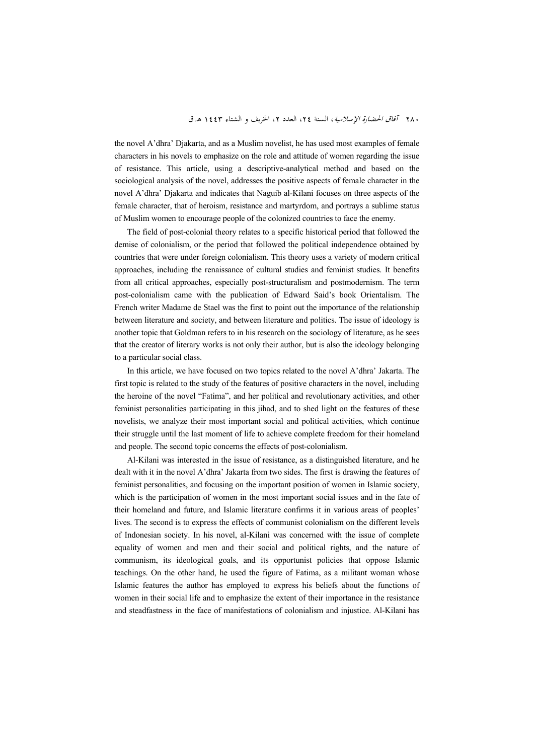the novel A'dhra' Djakarta, and as a Muslim novelist, he has used most examples of female characters in his novels to emphasize on the role and attitude of women regarding the issue of resistance. This article, using a descriptive-analytical method and based on the sociological analysis of the novel, addresses the positive aspects of female character in the novel A'dhra' Djakarta and indicates that Naguib al-Kilani focuses on three aspects of the female character, that of heroism, resistance and martyrdom, and portrays a sublime status of Muslim women to encourage people of the colonized countries to face the enemy.

The field of post-colonial theory relates to a specific historical period that followed the demise of colonialism, or the period that followed the political independence obtained by countries that were under foreign colonialism. This theory uses a variety of modern critical approaches, including the renaissance of cultural studies and feminist studies. It benefits from all critical approaches, especially post-structuralism and postmodernism. The term post-colonialism came with the publication of Edward Said's book Orientalism. The French writer Madame de Stael was the first to point out the importance of the relationship between literature and society, and between literature and politics. The issue of ideology is another topic that Goldman refers to in his research on the sociology of literature, as he sees that the creator of literary works is not only their author, but is also the ideology belonging to a particular social class.

In this article, we have focused on two topics related to the novel A'dhra' Jakarta. The first topic is related to the study of the features of positive characters in the novel, including the heroine of the novel "Fatima", and her political and revolutionary activities, and other feminist personalities participating in this jihad, and to shed light on the features of these novelists, we analyze their most important social and political activities, which continue their struggle until the last moment of life to achieve complete freedom for their homeland and people. The second topic concerns the effects of post-colonialism.

Al-Kilani was interested in the issue of resistance, as a distinguished literature, and he dealt with it in the novel A'dhra' Jakarta from two sides. The first is drawing the features of feminist personalities, and focusing on the important position of women in Islamic society, which is the participation of women in the most important social issues and in the fate of their homeland and future, and Islamic literature confirms it in various areas of peoples' lives. The second is to express the effects of communist colonialism on the different levels of Indonesian society. In his novel, al-Kilani was concerned with the issue of complete equality of women and men and their social and political rights, and the nature of communism, its ideological goals, and its opportunist policies that oppose Islamic teachings. On the other hand, he used the figure of Fatima, as a militant woman whose Islamic features the author has employed to express his beliefs about the functions of women in their social life and to emphasize the extent of their importance in the resistance and steadfastness in the face of manifestations of colonialism and injustice. Al-Kilani has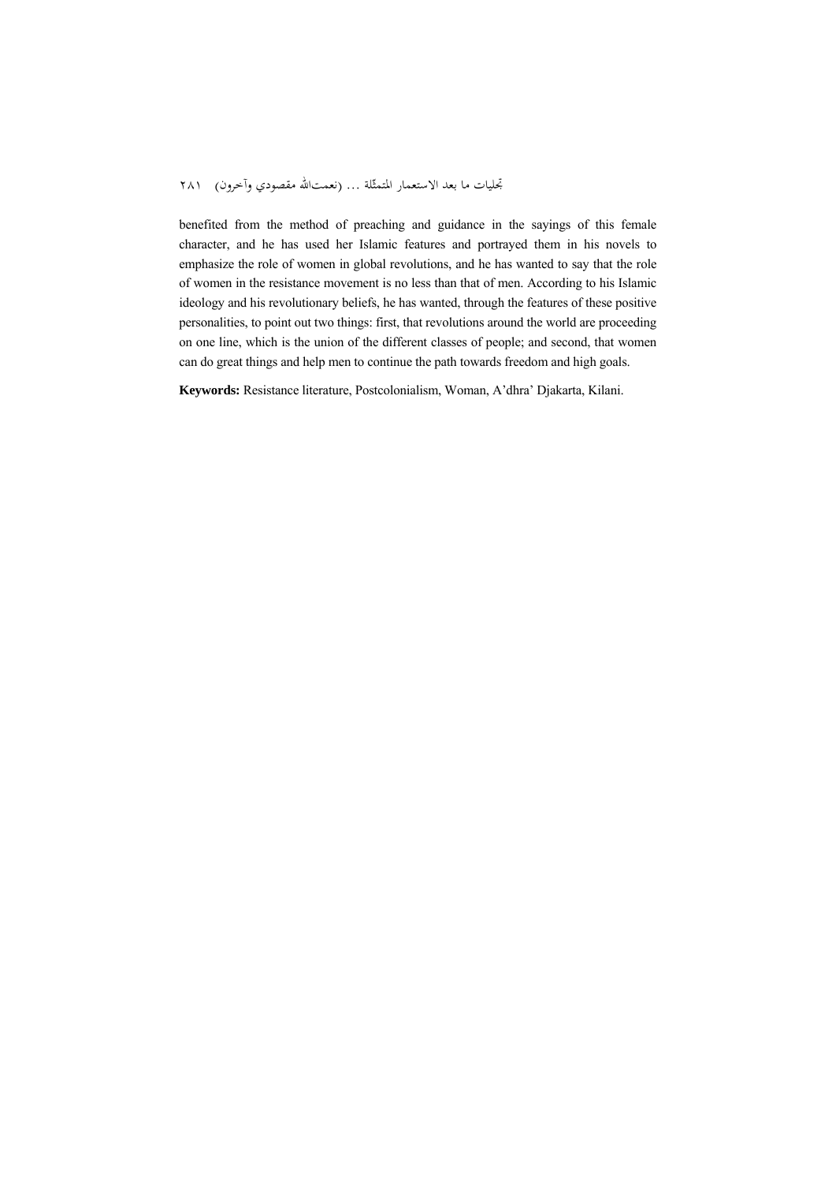benefited from the method of preaching and guidance in the sayings of this female character, and he has used her Islamic features and portrayed them in his novels to emphasize the role of women in global revolutions, and he has wanted to say that the role of women in the resistance movement is no less than that of men. According to his Islamic ideology and his revolutionary beliefs, he has wanted, through the features of these positive personalities, to point out two things: first, that revolutions around the world are proceeding on one line, which is the union of the different classes of people; and second, that women can do great things and help men to continue the path towards freedom and high goals.

**Keywords:** Resistance literature, Postcolonialism, Woman, A'dhra' Djakarta, Kilani.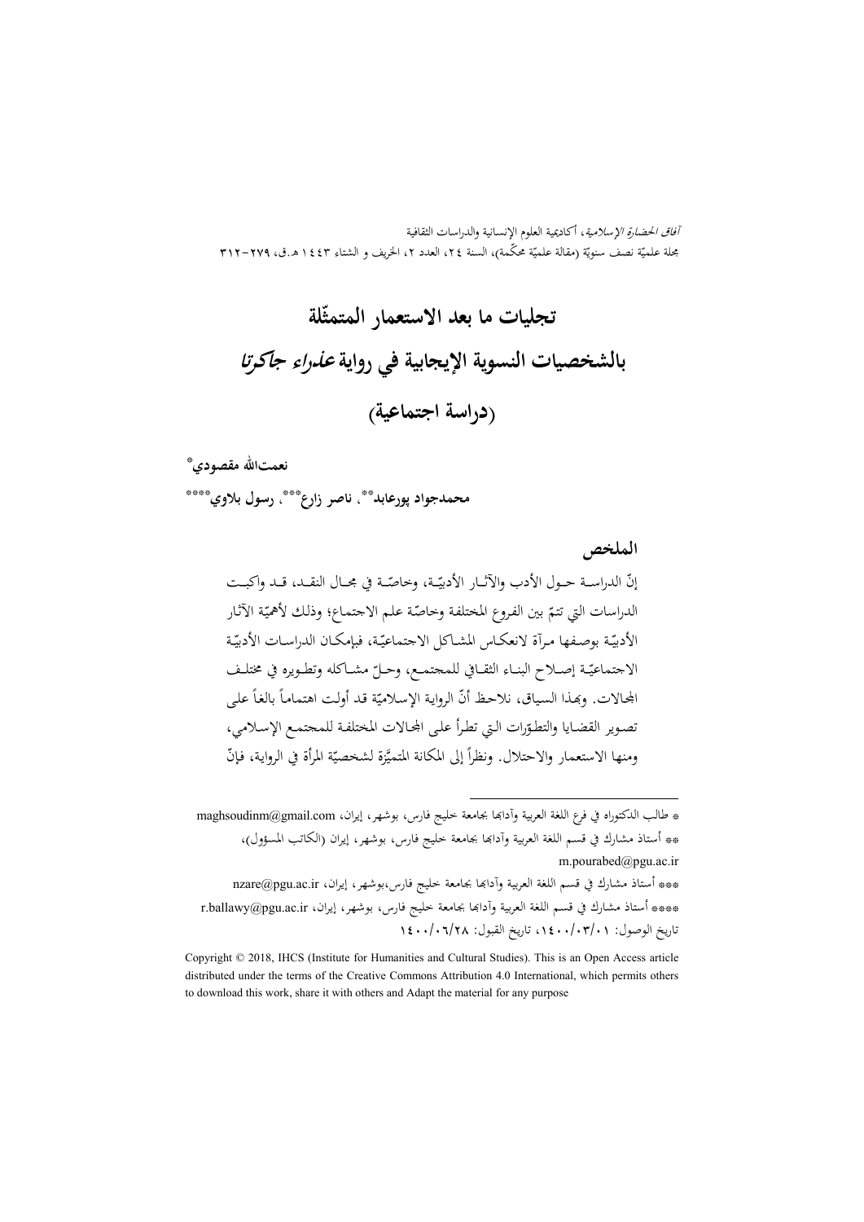# تجليات ما بعد الاستعمار المتمثّلة بالشخصيات النسوية الإيجابية في رواية *عذراء جاكرتا* (دراسة اجتماعية)

**نعمت‌الله مقصودي***

**محمدجواد پورعابد****، **ناصر زارع*****، **رسول بلاوي******

## الملخص

إنّ الدراسة حول الأدب والآثار الأدبيّة، وخاصّة في مجال النقد، قد واكبت الدراسات التي تتمّ بين الفروع المختلفة وخاصّة علم الاجتماع؛ وذلك لأهميّة الآثار الأدبيّة بوصفها مرآة لانعكاس المشاكل الاجتماعيّة، فبإمكان الدراسات الأدبيّة الاجتماعيّة إصلاح البناء الثقافي للمجتمع، وحلّ مشاكله وتطويره في مختلف المجالات. وبهذا السياق، نلاحظ أنّ الرواية الإسلاميّة قد أولت اهتماماً بالغاً على تصوير القضايا والتطوّرات التي تطرأ على المجالات المختلفة للمجتمع الإسلامي، ومنها الاستعمار والاحتلال. ونظراً إلى المكانة المتميّزة لشخصيّة المرأة في الرواية، فإنّ

---

* طالب الدكتوراه في فرع اللغة العربية وآدابها بجامعة خليج فارس، بوشهر، إيران، maghsoudinm@gmail.com

** أستاذ مشارك في قسم اللغة العربية وآدابها بجامعة خليج فارس، بوشهر، إيران (الكاتب المسؤول)، m.pourabed@pgu.ac.ir

*** أستاذ مشارك في قسم اللغة العربية وآدابها بجامعة خليج فارس،بوشهر، إيران، nzare@pgu.ac.ir

**** أستاذ مشارك في قسم اللغة العربية وآدابها بجامعة خليج فارس، بوشهر، إيران، r.ballawy@pgu.ac.ir

تاريخ الوصول: ١٤٠٠/٠٣/٠١، تاريخ القبول: ١٤٠٠/٠٦/٢٨

Copyright © 2018, IHCS (Institute for Humanities and Cultural Studies). This is an Open Access article distributed under the terms of the Creative Commons Attribution 4.0 International, which permits others to download this work, share it with others and Adapt the material for any purpose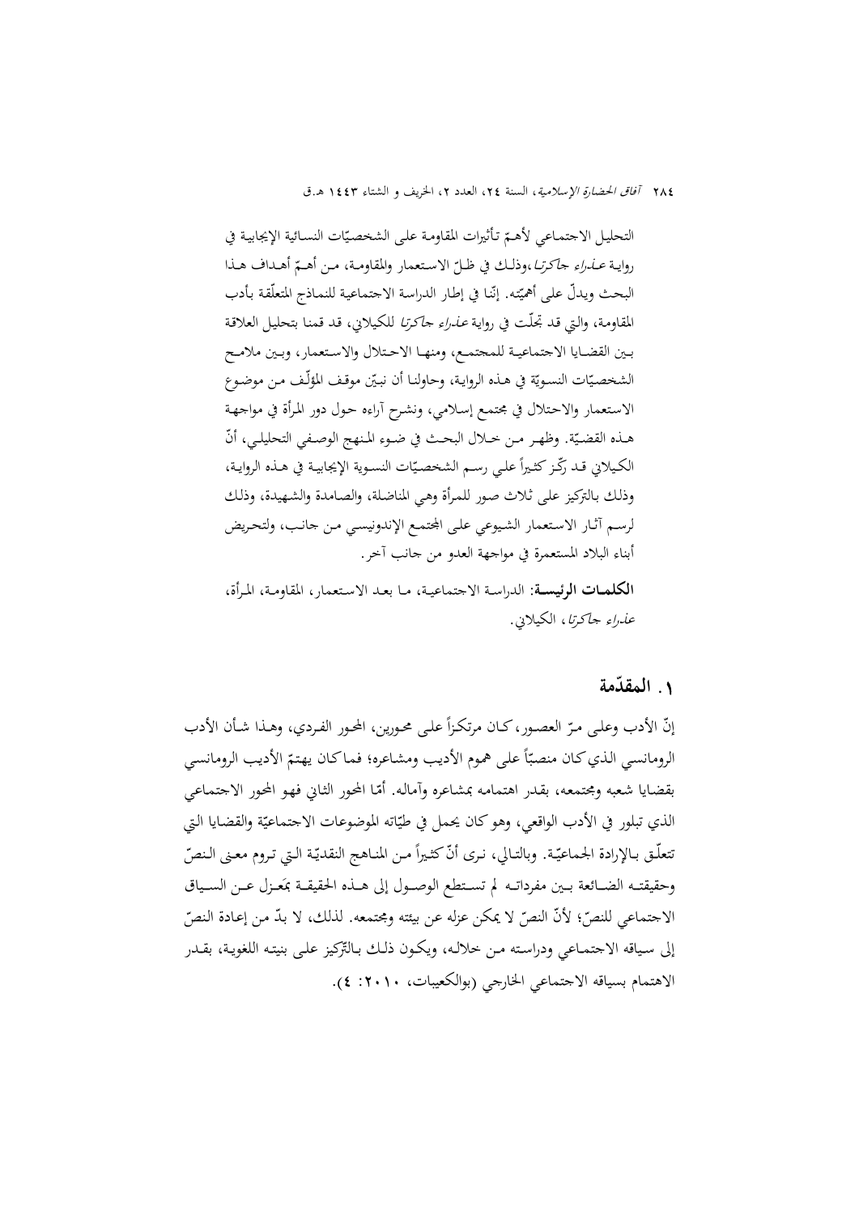التحليل الاجتماعي لأهمّ تأثيرات المقاومة على الشخصيّات النسائية الإيجابية في رواية *عذراء جاكرتا*،وذلك في ظلّ الاستعمار والمقاومة، من أهمّ أهداف هذا البحث ويدلّ على أهميّته. إنّنا في إطار الدراسة الاجتماعية للنماذج المتعلّقة بأدب المقاومة، والتي قد تجلّت في رواية *عذراء جاكرتا* للكيلاني، قد قمنا بتحليل العلاقة بين القضايا الاجتماعية للمجتمع، ومنها الاحتلال والاستعمار، وبين ملامح الشخصيّات النسويّة في هذه الرواية، وحاولنا أن نبيّن موقف المؤلّف من موضوع الاستعمار والاحتلال في مجتمع إسلامي، ونشرح آراءه حول دور المرأة في مواجهة هذه القضيّة. وظهر من خلال البحث في ضوء المنهج الوصفي التحليلي، أنّ الكيلاني قد ركّز كثيراً علي رسم الشخصيّات النسوية الإيجابية في هذه الرواية، وذلك بالتركيز على ثلاث صور للمرأة وهي المناضلة، والصامدة والشهيدة، وذلك لرسم آثار الاستعمار الشيوعي على المجتمع الإندونيسي من جانب، ولتحريض أبناء البلاد المستعمرة في مواجهة العدو من جانب آخر.

**الكلمات الرئيسة:** الدراسة الاجتماعية، ما بعد الاستعمار، المقاومة، المرأة، *عذراء جاكرتا*، الكيلاني.

## ١. المقدّمة

إنّ الأدب وعلى مرّ العصور، كان مرتكزاً على محورين، المحور الفردي، وهذا شأن الأدب الرومانسي الذي كان منصبّاً على هموم الأديب ومشاعره؛ فماكان يهتمّ الأديب الرومانسي بقضايا شعبه ومجتمعه، بقدر اهتمامه بمشاعره وآماله. أمّا المحور الثاني فهو المحور الاجتماعي الذي تبلور في الأدب الواقعي، وهو كان يحمل في طيّاته الموضوعات الاجتماعيّة والقضايا التي تتعلّق بالإرادة الجماعيّة. وبالتالي، نرى أنّ كثيراً من المناهج النقديّة التي تروم معنى النصّ وحقيقته الضائعة بين مفرداته لم تستطع الوصول إلى هذه الحقيقة بمَعزل عن السياق الاجتماعي للنصّ؛ لأنّ النصّ لا يمكن عزله عن بيئته ومجتمعه. لذلك، لا بدّ من إعادة النصّ إلى سياقه الاجتماعي ودراسته من خلاله، ويكون ذلك بالتّركيز على بنيته اللغوية، بقدر الاهتمام بسياقه الاجتماعي الخارجي (بوالكعيبات، ٢٠١٠: ٤).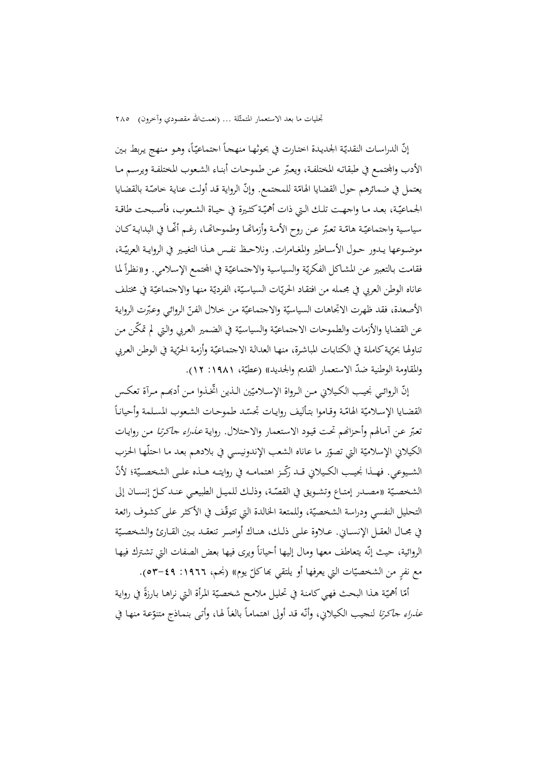إنّ الدراسات النقديّة الجديدة اختارت في بحوثها منهجاً اجتماعيّاً، وهو منهج يربط بين الأدب والمجتمع في طبقاته المختلفة، ويعبّر عن طموحات أبناء الشعوب المختلفة ويرسم ما يعتمل في ضمائرهم حول القضايا الهامّة للمجتمع. وإنّ الرواية قد أولت عناية خاصّة بالقضايا الجماعيّة، بعد ما واجهت تلك التي ذات أهميّة كثيرة في حياة الشعوب، فأصبحت طاقة سياسية واجتماعيّة هامّة تعبّر عن روح الأمة وأزماتها وطموحاتها، رغم أنّها في البداية كان موضوعها يدور حول الأساطير والمغامرات. ونلاحظ نفس هذا التغيير في الرواية العربيّة، فقامت بالتعبير عن المشاكل الفكريّة والسياسية والاجتماعيّة في المجتمع الإسلامي. و«نظراً لما عاناه الوطن العربي في مجمله من افتقاد الحريّات السياسيّة، الفرديّة منها والاجتماعيّة في مختلف الأصعدة، فقد ظهرت الاتجاهات السياسيّة والاجتماعيّة من خلال الفنّ الروائي وعبّرت الرواية عن القضايا والأزمات والطموحات الاجتماعيّة والسياسيّة في الضمير العربي والتي لم تمكّن من تناولها بحرّية كاملة في الكتابات المباشرة، منها العدالة الاجتماعيّة وأزمة الحرّية في الوطن العربي والمقاومة الوطنية ضدّ الاستعمار القديم والجديد» (عطيّة، ١٩٨١: ١٢).

إنّ الروائي نجيب الكيلاني من الرواة الإسلاميّين الذين اتّخذوا من أدبهم مرآة تعكس القضايا الإسلاميّة الهامّة وقاموا بتأليف روايات تجسّد طموحات الشعوب المسلمة وأحياناً تعبّر عن آمالهم وأحزانهم تحت قيود الاستعمار والاحتلال. رواية *عذراء جاكرتا* من روايات الكيلاني الإسلاميّة التي تصوّر ما عاناه الشعب الإندونيسي في بلادهم بعد ما احتلّها الحزب الشيوعي. فهذا نجيب الكيلاني قد ركّز اهتمامه في روايته هذه على الشخصيّة؛ لأنّ الشخصيّة «مصدر إمتاع وتشويق في القصّة، وذلك للميل الطبيعي عند كلّ إنسان إلى التحليل النفسي ودراسة الشخصيّة، وللمتعة الخالدة التي تتوقّف في الأكثر على كشوف رائعة في مجال العقل الإنساني. علاوة على ذلك، هناك أواصر تنعقد بين القارئ والشخصيّة الروائية، حيث إنّه يتعاطف معها ومال إليها أحياناً ويرى فيها بعض الصفات التي تشترك فيها مع نفرٍ من الشخصيّات التي يعرفها أو يلتقي بها كلّ يوم» (نجم، ١٩٦٦: ٤٩-٥٣).

أمّا أهميّة هذا البحث فهي كامنة في تحليل ملامح شخصيّة المرأة التي نراها بارزةً في رواية *عذراء جاكرتا* لنجيب الكيلاني، وأنّه قد أولى اهتماماً بالغاً لها، وأتى بنماذج متنوّعة منها في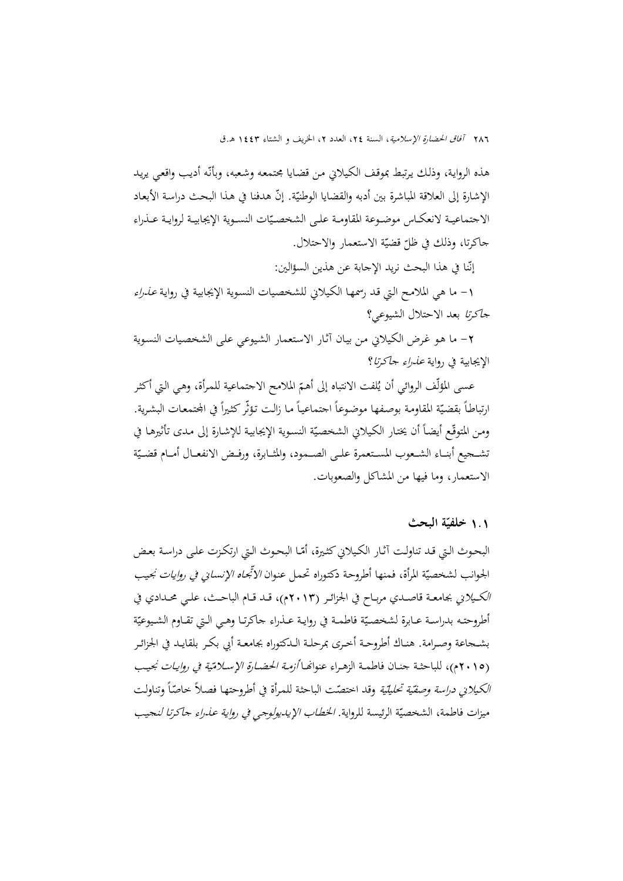هذه الرواية، وذلك يرتبط بموقف الكيلاني من قضايا مجتمعه وشعبه، وبأنّه أديب واقعي يريد الإشارة إلى العلاقة المباشرة بين أدبه والقضايا الوطنيّة. إنّ هدفنا في هذا البحث دراسة الأبعاد الاجتماعية لانعكاس موضوعة المقاومة على الشخصيّات النسوية الإيجابية لرواية عذراء جاكرتا، وذلك في ظلّ قضيّة الاستعمار والاحتلال.

إنّنا في هذا البحث نريد الإجابة عن هذين السؤالين:

١- ما هي الملامح التي قد رسمها الكيلاني للشخصيات النسوية الإيجابية في رواية *عذراء جاكرتا* بعد الاحتلال الشيوعي؟

٢- ما هو غرض الكيلاني من بيان آثار الاستعمار الشيوعي على الشخصيات النسوية الإيجابية في رواية *عذراء جاكرتا*؟

عسى المؤلّف الروائي أن يُلفت الانتباه إلى أهمّ الملامح الاجتماعية للمرأة، وهي التي أكثر ارتباطاً بقضيّة المقاومة بوصفها موضوعاً اجتماعياً ما زالت تؤثّر كثيراً في المجتمعات البشرية. ومن المتوقّع أيضاً أن يختار الكيلاني الشخصيّة النسوية الإيجابية للإشارة إلى مدى تأثيرها في تشجيع أبناء الشعوب المستعمرة على الصمود، والمثابرة، ورفض الانفعال أمام قضيّة الاستعمار، وما فيها من المشاكل والصعوبات.

### ١.١ خلفيّة البحث

البحوث التي قد تناولت آثار الكيلاني كثيرة، أمّا البحوث التي ارتكزت على دراسة بعض الجوانب لشخصيّة المرأة، فمنها أطروحة دكتوراه تحمل عنوان *الاتّجاه الإنساني في روايات نجيب الكيلاني* بجامعة قاصدي مرباح في الجزائر (٢٠١٣م)، قد قام الباحث، علي محدادي في أطروحته بدراسة عابرة لشخصيّة فاطمة في رواية عذراء جاكرتا وهي التي تقاوم الشيوعيّة بشجاعة وصرامة. هناك أطروحة أخرى بمرحلة الدكتوراه بجامعة أبي بكر بلقايد في الجزائر (٢٠١٥م)، للباحثة جنان فاطمة الزهراء عنوانها *أزمة الحضارة الإسلاميّة في روايات نجيب الكيلاني دراسة وصفيّة تحليليّة* وقد اختصّت الباحثة للمرأة في أطروحتها فصلاً خاصّاً وتناولت ميزات فاطمة، الشخصيّة الرئيسة للرواية. *الخطاب الإيديولوجي في رواية عذراء جاكرتا لنجيب*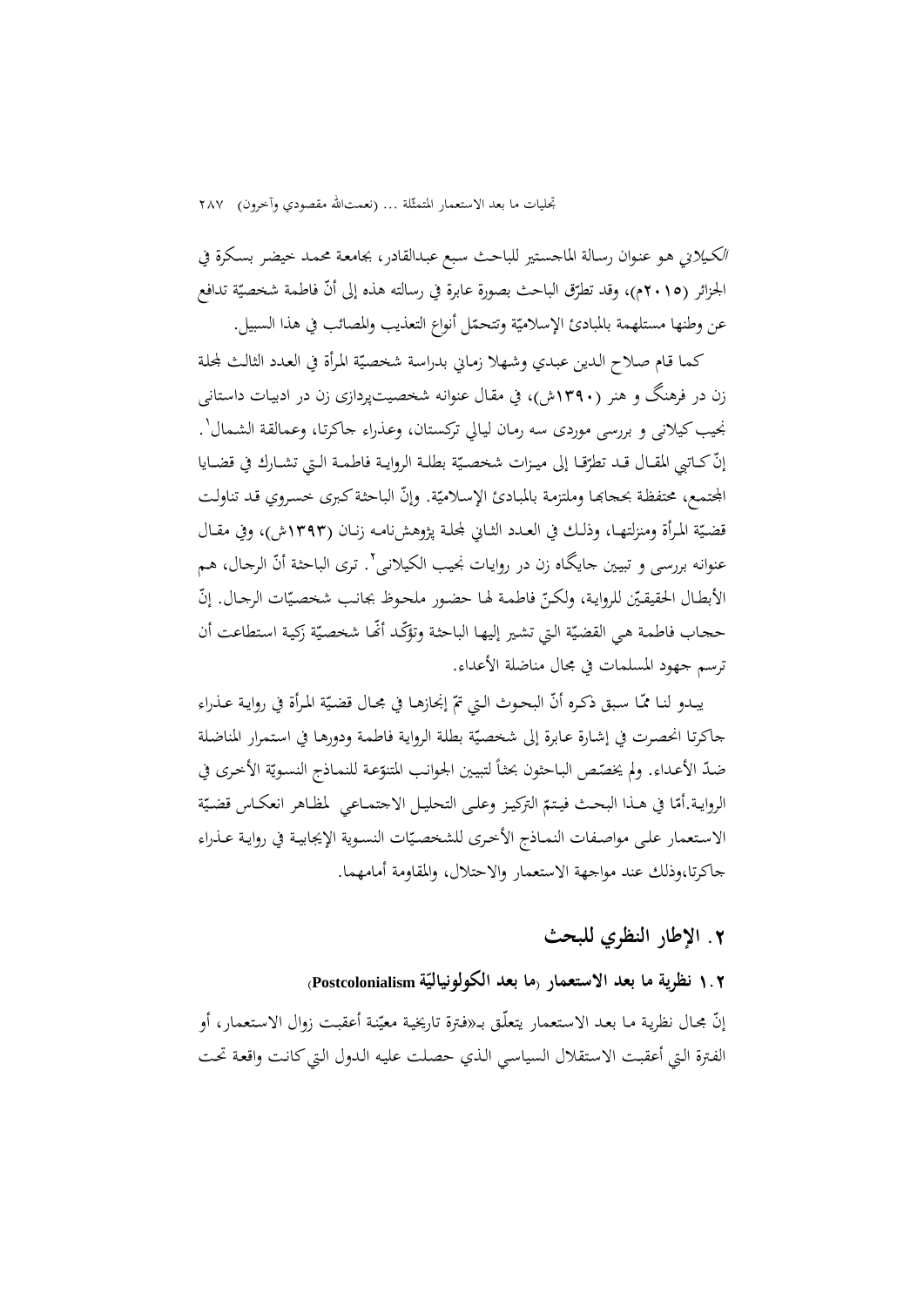*الكيلاني* هو عنوان رسالة الماجستير للباحث سبع عبدالقادر، بجامعة محمد خيضر بسكرة في الجزائر (٢٠١٥م)، وقد تطرّق الباحث بصورة عابرة في رسالته هذه إلى أنّ فاطمة شخصيّة تدافع عن وطنها مستلهمة بالمبادئ الإسلاميّة وتتحمّل أنواع التعذيب والمصائب في هذا السبيل.

كما قام صلاح الدين عبدي وشهلا زماني بدراسة شخصيّة المرأة في العدد الثالث لمجلة زن در فرهنگ و هنر (١٣٩٠ش)، في مقال عنوانه شخصيت‌پردازی زن در ادبيات داستانی نجيب کيلانی و بررسی موردی سه رمان ليالي تركستان، وعذراء جاكرتا، وعمالقة الشمال[1]. إنّ كاتبي المقال قد تطرّقا إلى ميزات شخصيّة بطلة الرواية فاطمة التي تشارك في قضايا المجتمع، محتفظة بحجابها وملتزمة بالمبادئ الإسلاميّة. وإنّ الباحثة كبرى خسروي قد تناولت قضيّة المرأة ومنزلتها، وذلك في العدد الثاني لمجلة پژوهش‌نامه زنان (١٣٩٣ش)، وفي مقال عنوانه بررسی و تبيين جايگاه زن در روايات نجيب الكيلانی[2]. ترى الباحثة أنّ الرجال، هم الأبطال الحقيقيّن للرواية، ولكنّ فاطمة لها حضور ملحوظ بجانب شخصيّات الرجال. إنّ حجاب فاطمة هي القضيّة التي تشير إليها الباحثة وتؤكّد أنّها شخصيّة زكية استطاعت أن ترسم جهود المسلمات في مجال مناضلة الأعداء.

يبدو لنا ممّا سبق ذكره أنّ البحوث التي تمّ إنجازها في مجال قضيّة المرأة في رواية عذراء جاكرتا انحصرت في إشارة عابرة إلى شخصيّة بطلة الرواية فاطمة ودورها في استمرار المناضلة ضدّ الأعداء. ولم يخصّص الباحثون بحثاً لتبيين الجوانب المتنوّعة للنماذج النسويّة الأخرى في الرواية.أمّا في هذا البحث فيتمّ التركيز وعلى التحليل الاجتماعي لمظاهر انعكاس قضيّة الاستعمار على مواصفات النماذج الأخرى للشخصيّات النسوية الإيجابية في رواية عذراء جاكرتا،وذلك عند مواجهة الاستعمار والاحتلال، والمقاومة أمامهما.

## ٢. الإطار النظري للبحث

### ١.٢ نظرية ما بعد الاستعمار (ما بعد الكولونياليّة Postcolonialism)

إنّ مجال نظرية ما بعد الاستعمار يتعلّق بـ«فترة تاريخية معيّنة أعقبت زوال الاستعمار، أو الفترة التي أعقبت الاستقلال السياسي الذي حصلت عليه الدول التي كانت واقعة تحت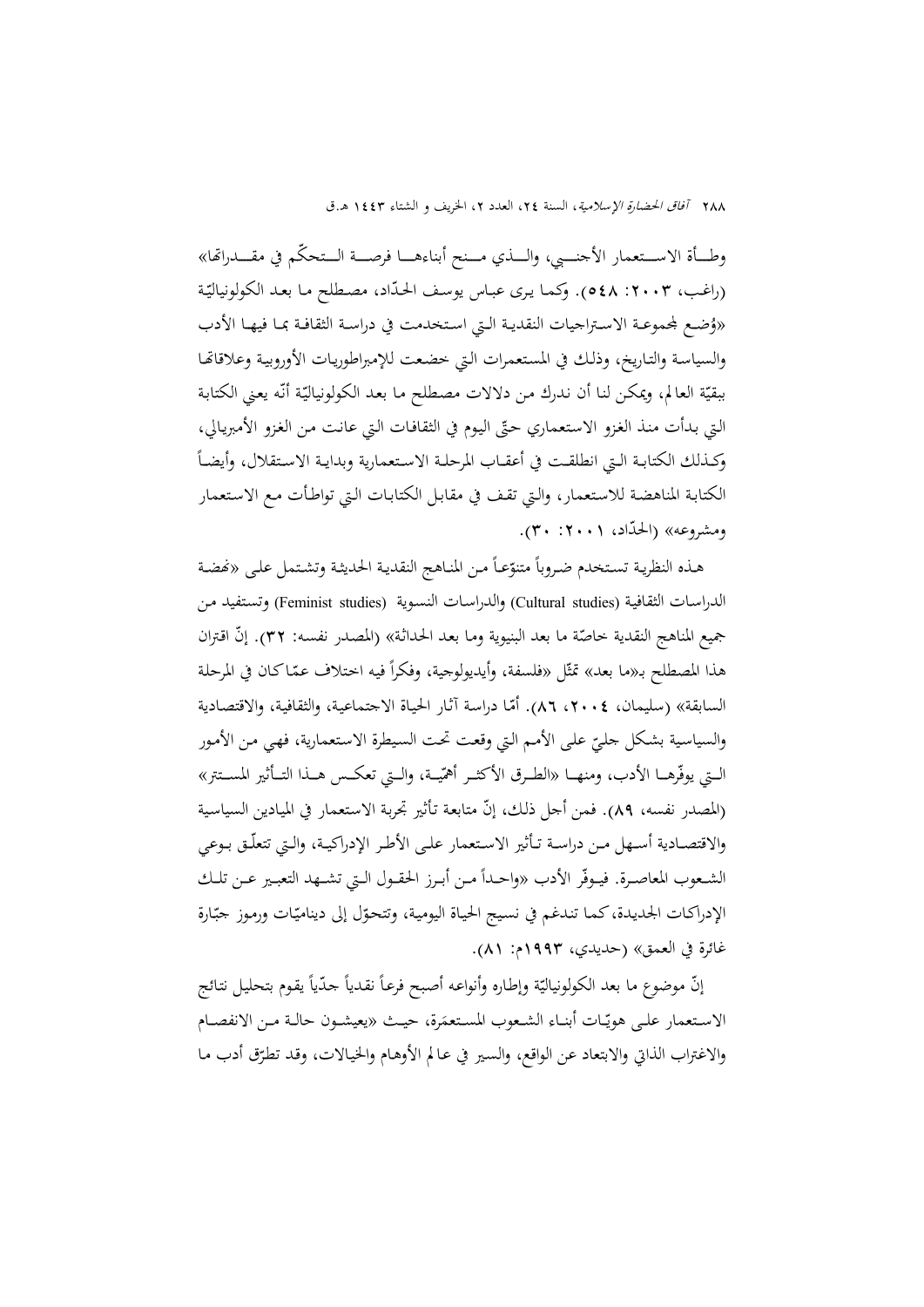وطـأة الاسـتعمار الأجنـبي، والـذي مـنح أبناءهـا فرصـة الـتحكّم في مقـدراتها» (راغب، ٢٠٠٣: ٥٤٨). وكمـا يرى عباس يوسف الحدّاد، مصطلح مـا بعد الكولونياليّة «وُضع لمجموعـة الاستراجيات النقدية الـتي استخدمت في دراسـة الثقافـة بمـا فيهـا الأدب والسياسة والتاريخ، وذلك في المستعمرات التي خضعت للإمبراطوريات الأوروبية وعلاقاتها ببقيّة العالم، ويمكن لنا أن ندرك من دلالات مصطلح ما بعد الكولونياليّة أنّه يعني الكتابة التي بدأت منذ الغزو الاستعماري حتّى اليوم في الثقافات التي عانت من الغزو الأمبريالي، وكـذلك الكتابـة الـتي انطلقـت في أعقـاب المرحلة الاستعمارية وبداية الاستقلال، وأيضاً الكتابة المناهضة للاستعمار، والتي تقف في مقابل الكتابات التي تواطأت مع الاستعمار ومشروعه» (الحدّاد، ٢٠٠١: ٣٠).

هـذه النظرية تستخدم ضـروباً متنوّعـاً من المنـاهج النقدية الحديثة وتشتمل على «نهضـة الدراسات الثقافية (Cultural studies) والدراسات النسوية (Feminist studies) وتستفيد من جميع المناهج النقدية خاصّة ما بعد البنيوية وما بعد الحداثة» (المصدر نفسه: ٣٢). إنّ اقتران هذا المصطلح بـ«ما بعد» تمثّل «فلسفة، وأيديولوجية، وفكراً فيه اختلاف عمّا كان في المرحلة السابقة» (سليمان، ٢٠٠٤، ٨٦). أمّا دراسة آثار الحياة الاجتماعية، والثقافية، والاقتصادية والسياسية بشكل جليّ على الأمم التي وقعت تحت السيطرة الاستعمارية، فهي من الأمور الـتي يوفّرهـا الأدب، ومنهـا «الطـرق الأكثـر أهمّيـة، والـتي تعكـس هـذا التـأثير المسـتتر» (المصدر نفسه، ٨٩). فمن أجل ذلك، إنّ متابعة تأثير تجربة الاستعمار في الميادين السياسية والاقتصـادية أسـهل مـن دراسـة تـأثير الاستعمار علـى الأطـر الإدراكيـة، والـتي تتعلّـق بـوعي الشـعوب المعاصـرة. فيـوفّر الأدب «واحـداً مـن أبـرز الحقـول الـتي تشـهد التعبـير عـن تلـك الإدراكات الجديدة، كما تندغم في نسيج الحياة اليومية، وتتحوّل إلى ديناميّات ورموز جبّارة غائرة في العمق» (حديدي، ١٩٩٣م: ٨١).

إنّ موضوع ما بعد الكولونياليّة وإطاره وأنواعه أصبح فرعاً نقدياً جدّياً يقوم بتحليل نتائج الاستعمار علـى هويّـات أبنـاء الشـعوب المستعمَرة، حيـث «يعيشـون حالـة مـن الانفصـام والاغتراب الذاتي والابتعاد عن الواقع، والسير في عالم الأوهام والخيالات، وقد تطرّق أدب ما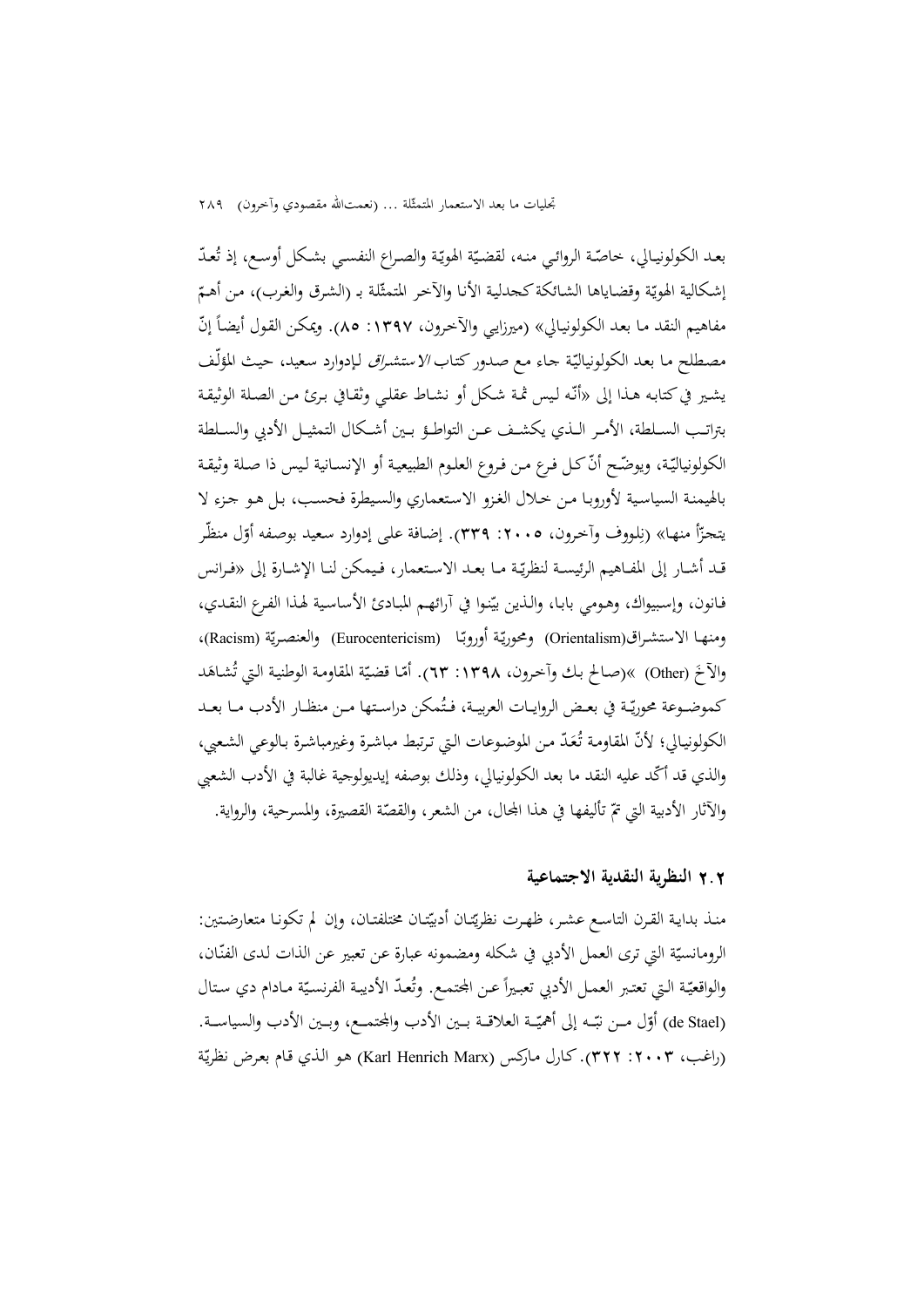بعد الكولونيالي، خاصّة الروائي منه، لقضيّة الهويّة والصراع النفسي بشكل أوسع، إذ تُعدّ إشكالية الهويّة وقضاياها الشائكة كجدلية الأنا والآخر المتمثّلة بـ (الشرق والغرب)، من أهمّ مفاهيم النقد ما بعد الكولونيالي» (ميرزايي والآخرون، ١٣٩٧: ٨٥). ويمكن القول أيضاً إنّ مصطلح ما بعد الكولونياليّة جاء مع صدور كتاب *الاستشراق* لإدوارد سعيد، حيث المؤلّف يشير في كتابه هذا إلى «أنّه ليس ثمة شكل أو نشاط عقلي وثقافي بريئ من الصلة الوثيقة بتراتب السلطة، الأمر الذي يكشف عن التواطؤ بين أشكال التمثيل الأدبي والسلطة الكولونياليّة، ويوضّح أنّ كل فرع من فروع العلوم الطبيعية أو الإنسانية ليس ذا صلة وثيقة بالهيمنة السياسية لأوروبا من خلال الغزو الاستعماري والسيطرة فحسب، بل هو جزء لا يتجزّأ منها» (نِلووف وآخرون، ٢٠٠٥: ٣٣٩). إضافة على إدوارد سعيد بوصفه أوّل منظّر قد أشار إلى المفاهيم الرئيسة لنظريّة ما بعد الاستعمار، فيمكن لنا الإشارة إلى «فرانس فانون، وإسبيواك، وهومي بابا، والذين بيّنوا في آرائهم المبادئ الأساسية لهذا الفرع النقدي، ومنها الاستشراق(Orientalism) ومحوريّة أوروبّا (Eurocentericism) والعنصريّة (Racism)، والآخَ (Other) »(صالح بك وآخرون، ١٣٩٨: ٦٣). أمّا قضيّة المقاومة الوطنية التي تُشاهَد كموضوعة محوريّة في بعض الروايات العربية، فتُمكن دراستها من منظار الأدب ما بعد الكولونيالي؛ لأنّ المقاومة تُعَدّ من الموضوعات التي ترتبط مباشرة وغيرمباشرة بالوعي الشعبي، والذي قد أكّد عليه النقد ما بعد الكولونيالي، وذلك بوصفه إيديولوجية غالبة في الأدب الشعبي والآثار الأدبية التي تمّ تأليفها في هذا المجال، من الشعر، والقصّة القصيرة، والمسرحية، والرواية.

## ٢.٢ النظرية النقدية الاجتماعية

منذ بداية القرن التاسع عشر، ظهرت نظريّتان أدبيّتان مختلفتان، وإن لم تكونا متعارضتين: الرومانسيّة التي ترى العمل الأدبي في شكله ومضمونه عبارة عن تعبير عن الذات لدى الفنّان، والواقعيّة التي تعتبر العمل الأدبي تعبيراً عن المجتمع. وتُعدّ الأديبة الفرنسيّة مادام دي ستال (de Stael) أوّل من نبّه إلى أهميّة العلاقة بين الأدب والمجتمع، وبين الأدب والسياسة. (راغب، ٢٠٠٣: ٣٢٢). كارل ماركس (Karl Henrich Marx) هو الذي قام بعرض نظريّة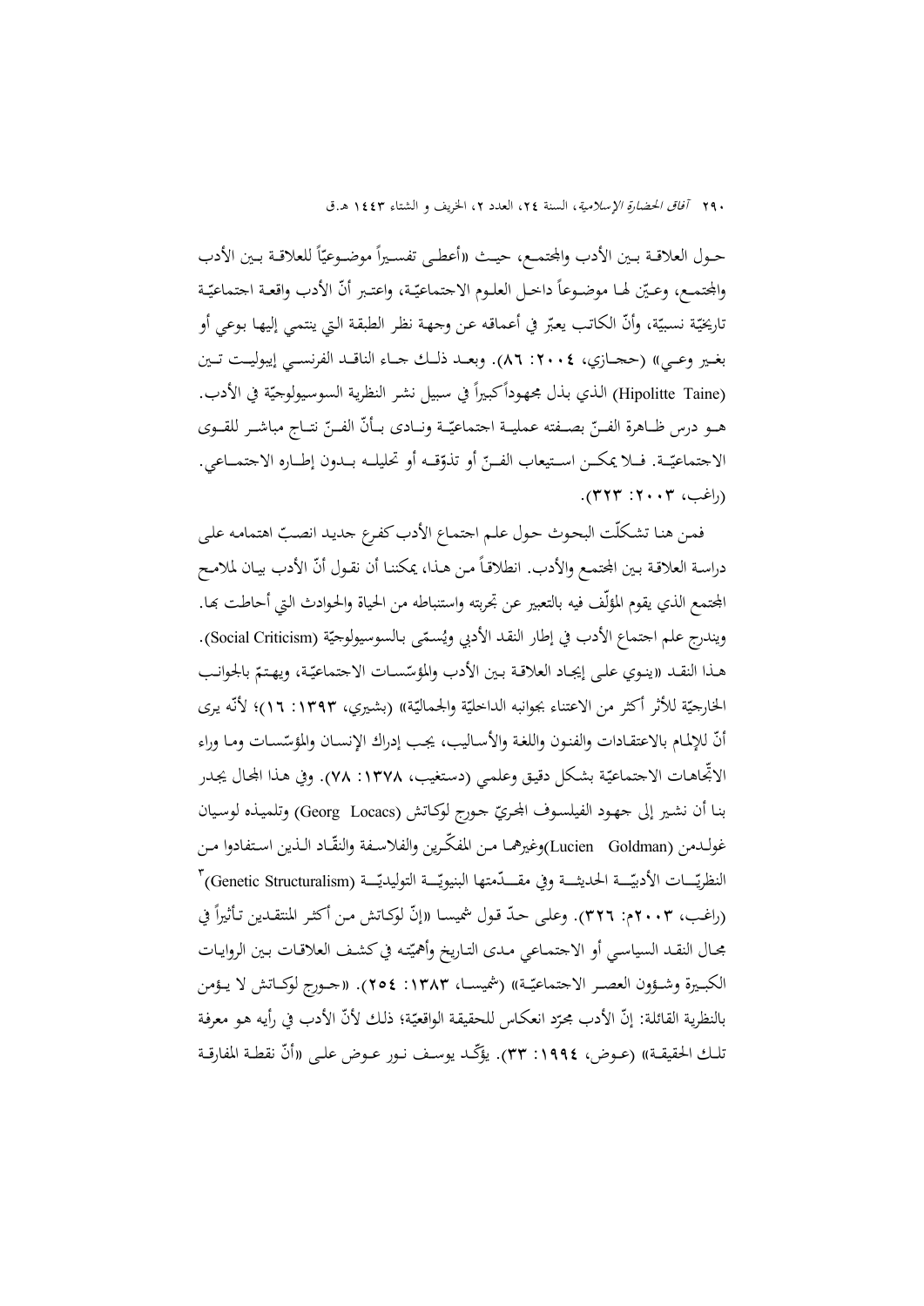حـول العلاقـة بـين الأدب والمجتمـع، حيـث «أعطـى تفسـيراً موضـوعيّاً للعلاقـة بـين الأدب والمجتمـع، وعـيّن لهـا موضـوعاً داخـل العلـوم الاجتماعيّـة، واعتـبر أنّ الأدب واقعـة اجتماعيّـة تاريخيّة نسبيّة، وأنّ الكاتب يعبّر في أعماله عن وجهة نظر الطبقة التي ينتمي إليها بوعي أو بغـير وعـي» (حجـازي، ٢٠٠٤: ٨٦). وبعـد ذلـك جـاء الناقـد الفرنسـي إيبوليـت تـين (Hipolitte Taine) الذي بذل مجهوداً كبيراً في سبيل نشر النظرية السوسيولوجيّة في الأدب. هـو درس ظـاهرة الفـنّ بصـفته عمليـة اجتماعيّـة ونـادى بـأنّ الفـنّ نتـاج مباشـر للقـوى الاجتماعيّـة. فـلا يمكـن اسـتيعاب الفـنّ أو تذوّقـه أو تحليلـه بـدون إطـاره الاجتمـاعي. (راغب، ٢٠٠٣: ٣٢٣).

فمن هنا تشكّلت البحوث حول علم اجتماع الأدب كفرع جديد انصبّ اهتمامه على دراسة العلاقة بين المجتمع والأدب. انطلاقاً من هذا، يمكننا أن نقول أنّ الأدب بيان لملامح المجتمع الذي يقوم المؤلّف فيه بالتعبير عن تجربته واستنباطه من الحياة والحوادث التي أحاطت بها. ويندرج علم اجتماع الأدب في إطار النقد الأدبي ويُسمّى بالسوسيولوجيّة (Social Criticism). هـذا النقـد «ينوي على إيجاد العلاقة بين الأدب والمؤسّسات الاجتماعيّة، ويهتمّ بالجوانب الخارجيّة للأثر أكثر من الاعتناء بجوانبه الداخليّة والجماليّة» (بشيري، ١٣٩٣: ١٦)؛ لأنّه يرى أنّ للإلمام بالاعتقادات والفنون واللغة والأساليب، يجب إدراك الإنسان والمؤسّسات وما وراء الاتّجاهات الاجتماعيّة بشكل دقيق وعلمي (دستغيب، ١٣٧٨: ٧٨). وفي هذا المجال يجدر بنا أن نشير إلى جهود الفيلسوف المجريّ جورج لوكاتش (Georg Locacs) وتلميذه لوسيان غولـدمن (Lucien Goldman)وغيرهما من المفكّرين والفلاسفة والنقّاد الـذين استفادوا مـن النظريّـات الأدبيّـة الحديثـة وفي مقـدّمتها البنيويّـة التوليديّـة (Genetic Structuralism)[٣] (راغب، ٢٠٠٣م: ٣٢٦). وعلى حدّ قول شميسا «إنّ لوكاتش من أكثر المنتقدين تأثيراً في مجال النقد السياسي أو الاجتماعي مدى التاريخ وأهميّته في كشف العلاقات بين الروايات الكبـيرة وشـؤون العصـر الاجتماعيّـة» (شميسـا، ١٣٨٣: ٢٥٤). «جـورج لوكـاتش لا يـؤمن بالنظرية القائلة: إنّ الأدب مجرّد انعكاس للحقيقة الواقعيّة؛ ذلك لأنّ الأدب في رأيه هو معرفة تلـك الحقيقـة» (عـوض، ١٩٩٤: ٣٣). يؤكّـد يوسـف نـور عـوض علـى «أنّ نقطـة المفارقـة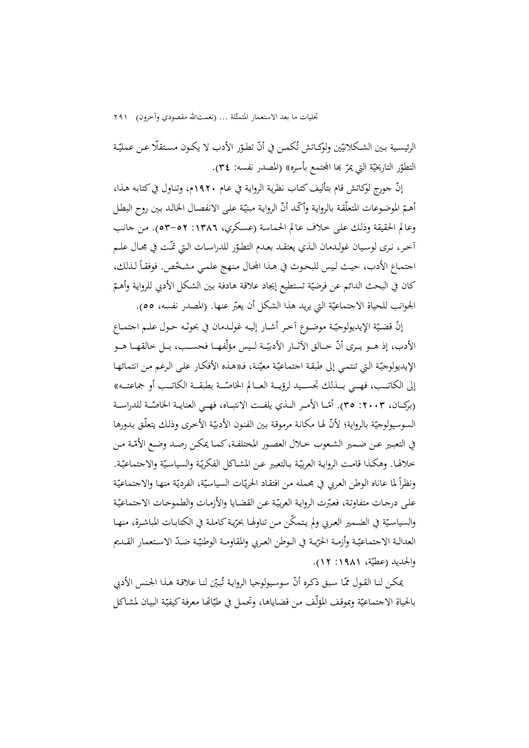الرئيسية بين الشكلانيّين ولوكاتش تُكمن في أنّ تطوّر الأدب لا يكون مستقلّاً عن عمليّة التطوّر التاريخيّة التي يمرّ بها المجتمع بأسره» (المصدر نفسه: ٣٤).

إنّ جورج لوكاتش قام بتأليف كتاب نظرية الرواية في عام ١٩٢٠م، وتناول في كتابه هذا، أهمّ الموضوعات المتعلّقة بالرواية وأكّد أنّ الرواية مبنيّة على الانفصال الخالد بين روح البطل وعالم الحقيقة وذلك على خلاف عالم الحماسة (عسكري، ١٣٨٦: ٥٢-٥٣). من جانب آخر، نرى لوسيان غولدمان الذي يعتقد بعدم التطوّر للدراسات التي تمّت في مجال علم اجتماع الأدب، حيث ليس للبحوث في هذا المجال منهج علمي مشخّص. فوفقاً لذلك، كان في البحث الدائم عن فرضيّة تستطيع إيجاد علاقة هادفة بين الشكل الأدبي للرواية وأهمّ الجوانب للحياة الاجتماعيّة التي يريد هذا الشكل أن يعبّر عنها. (المصدر نفسه، ٥٥).

إنّ قضيّة الإيديولوجيّة موضوع آخر أشار إليه غولدمان في بحوثه حول علم اجتماع الأدب، إذ هو يرى أنّ خالق الآثار الأدبيّة ليس مؤلّفها فحسب، بل خالقها هو الإيديولوجيّة التي تنتمي إلى طبقة اجتماعيّة معيّنة، فـ«هذه الأفكار على الرغم من انتمائها إلى الكاتب، فهي بذلك تجسيد لرؤية العالم الخاصّة بطبقة الكاتب أو جماعته» (بركات، ٢٠٠٣: ٣٥). أمّا الأمر الذي يلفت الانتباه، فهي العناية الخاصّة للدراسة السوسيولوجيّة بالرواية؛ لأنّ لها مكانة مرموقة بين الفنون الأدبيّة الأخرى وذلك يتعلّق بدورها في التعبير عن ضمير الشعوب خلال العصور المختلفة، كما يمكن رصد وضع الأمّة من خلالها. وهكذا قامت الرواية العربيّة بالتعبير عن المشاكل الفكريّة والسياسيّة والاجتماعيّة. ونظراً لما عاناه الوطن العربي في مجمله من افتقاد الحرّيّات السياسيّة، الفرديّة منها والاجتماعيّة على درجات متفاوتة، فعبّرت الرواية العربيّة عن القضايا والأزمات والطموحات الاجتماعيّة والسياسيّة في الضمير العربي ولم يتمكّن من تناولها بحرّية كاملة في الكتابات المباشرة، منها العدالة الاجتماعيّة وأزمة الحرّية في الوطن العربي والمقاومة الوطنيّة ضدّ الاستعمار القديم والجديد (عطيّة، ١٩٨١: ١٢).

يمكن لنا القول ممّا سبق ذكره أنّ سوسيولوجيا الرواية تُبيّن لنا علاقة هذا الجنس الأدبي بالحياة الاجتماعيّة وبموقف المؤلّف من قضاياها، وتحمل في طيّاتها معرفة كيفيّة البيان لمشاكل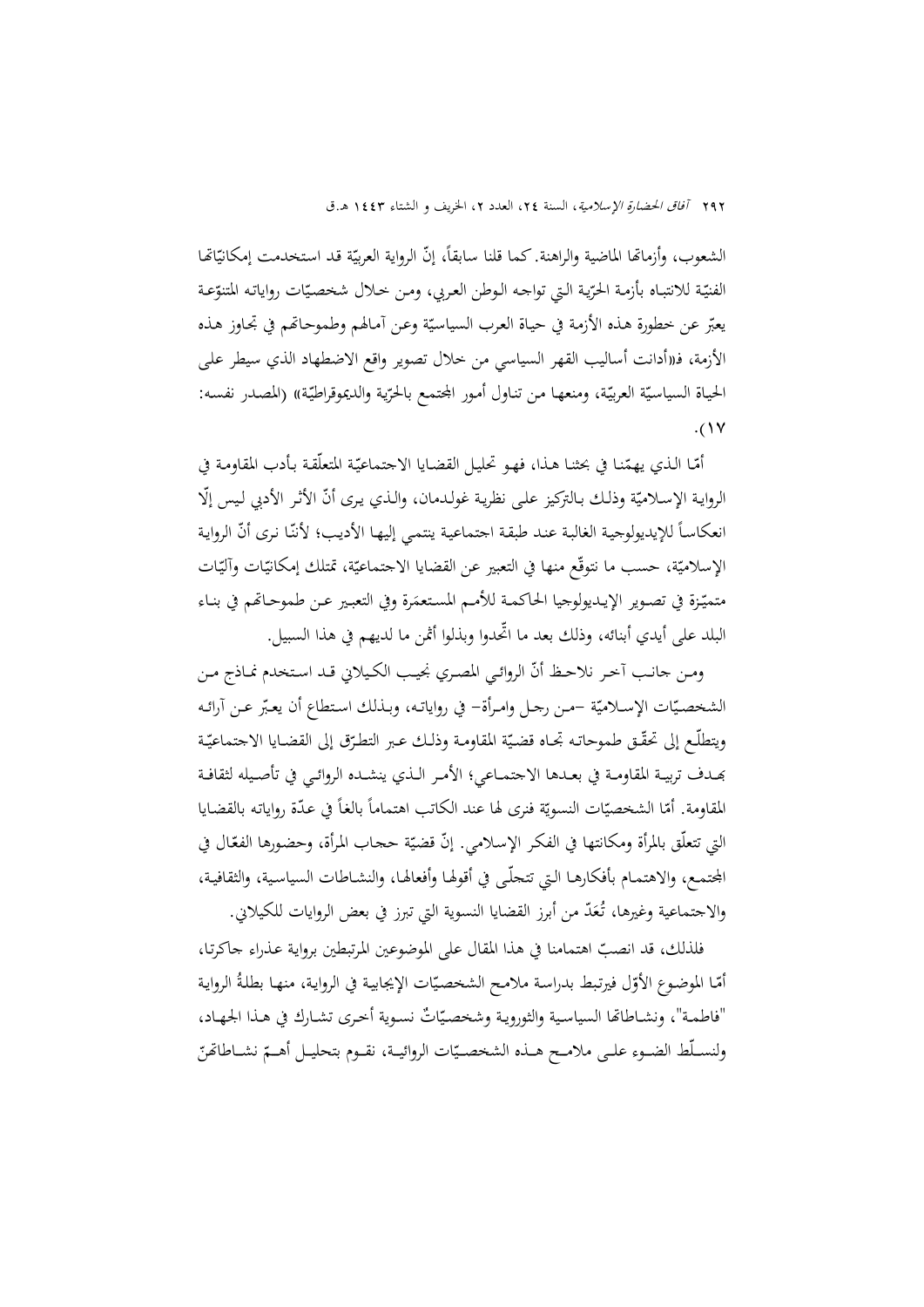الشعوب، وأزماتها الماضية والراهنة. كما قلنا سابقاً، إنّ الرواية العربيّة قد استخدمت إمكانيّاتها الفنيّة للانتباه بأزمة الحرّية التي تواجه الوطن العربي، ومن خلال شخصيّات رواياته المتنوّعة يعبّر عن خطورة هذه الأزمة في حياة العرب السياسيّة وعن آمالهم وطموحاتهم في تجاوز هذه الأزمة، فـ«أدانت أساليب القهر السياسي من خلال تصوير واقع الاضطهاد الذي سيطر على الحياة السياسيّة العربيّة، ومنعها من تناول أمور المجتمع بالحرّية والديموقراطيّة» (المصدر نفسه: ١٧).

أمّا الذي يهمّنا في بحثنا هذا، فهو تحليل القضايا الاجتماعيّة المتعلّقة بأدب المقاومة في الرواية الإسلاميّة وذلك بالتركيز على نظرية غولدمان، والذي يرى أنّ الأثر الأدبي ليس إلّا انعكاساً للإيديولوجية الغالبة عند طبقة اجتماعية ينتمي إليها الأديب؛ لأنّنا نرى أنّ الرواية الإسلاميّة، حسب ما نتوقّع منها في التعبير عن القضايا الاجتماعيّة، تمتلك إمكانيّات وآليّات متميّزة في تصوير الإيديولوجيا الحاكمة للأمم المستعمَرة وفي التعبير عن طموحاتهم في بناء البلد على أيدي أبنائه، وذلك بعد ما اتّحدوا وبذلوا أثمن ما لديهم في هذا السبيل.

ومن جانب آخر نلاحظ أنّ الروائي المصري نجيب الكيلاني قد استخدم نماذج من الشخصيّات الإسلاميّة -من رجل وامرأة- في رواياته، وبذلك استطاع أن يعبّر عن آرائه ويتطلّع إلى تحقّق طموحاته تجاه قضيّة المقاومة وذلك عبر التطرّق إلى القضايا الاجتماعيّة بهدف تربية المقاومة في بعدها الاجتماعي؛ الأمر الذي ينشده الروائي في تأصيله لثقافة المقاومة. أمّا الشخصيّات النسويّة فنرى لها عند الكاتب اهتماماً بالغاً في عدّة رواياته بالقضايا التي تتعلّق بالمرأة ومكانتها في الفكر الإسلامي. إنّ قضيّة حجاب المرأة، وحضورها الفعّال في المجتمع، والاهتمام بأفكارها التي تتجلّى في أقولها وأفعالها، والنشاطات السياسية، والثقافية، والاجتماعية وغيرها، تُعَدّ من أبرز القضايا النسوية التي تبرز في بعض الروايات للكيلاني.

فلذلك، قد انصبّ اهتمامنا في هذا المقال على الموضوعين المرتبطين برواية عذراء جاكرتا، أمّا الموضوع الأوّل فيرتبط بدراسة ملامح الشخصيّات الإيجابية في الرواية، منها بطلةُ الرواية "فاطمة"، ونشاطاتها السياسية والثورية وشخصيّاتٌ نسوية أخرى تشارك في هذا الجهاد، ولنسلّط الضوء على ملامح هذه الشخصيّات الروائية، نقوم بتحليل أهمّ نشاطاتهنّ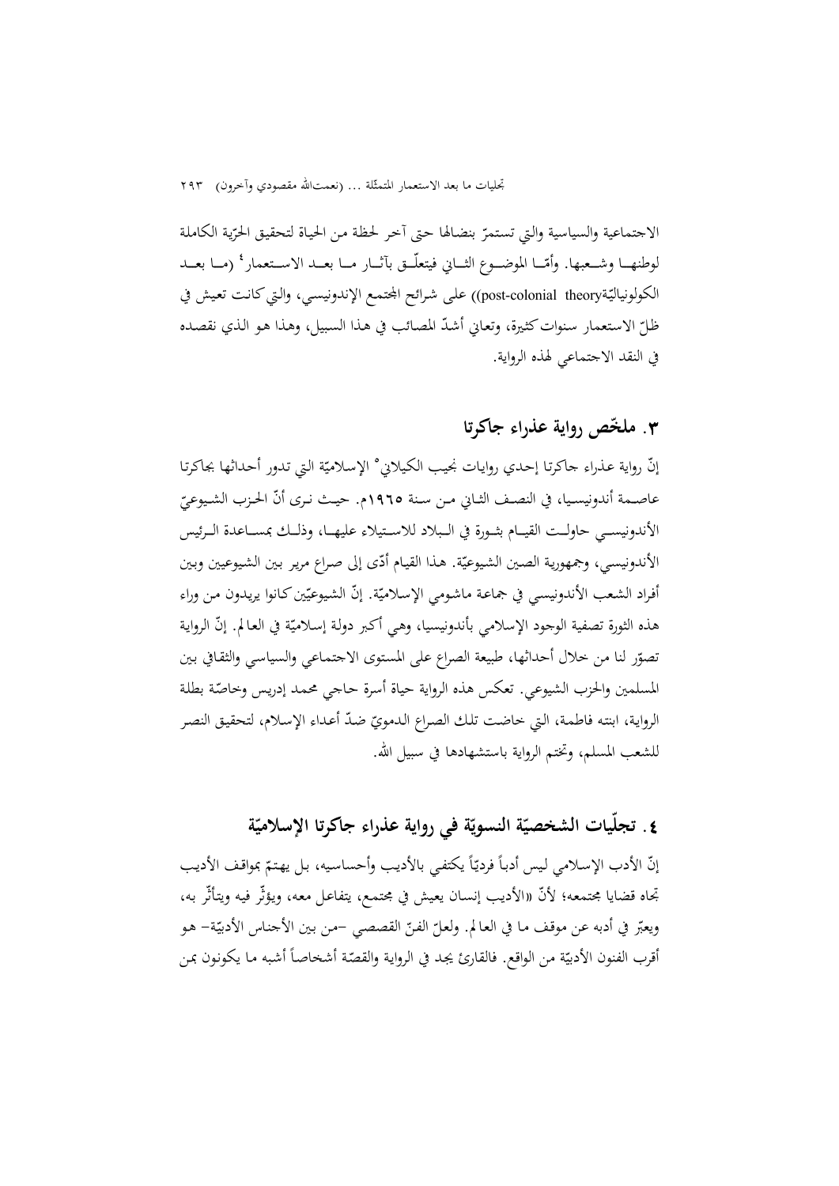الاجتماعية والسياسية والتي تستمرّ بنضالها حتى آخر لحظة من الحياة لتحقيق الحرّية الكاملة لوطنهـا وشـعبها. وأمّـا الموضـوع الثـاني فيتعلّـق بآثـار مـا بعـد الاسـتعمار[4] (مـا بعـد الكولونياليّة post-colonial theory)) على شرائح المجتمع الإندونيسي، والتي كانت تعيش في ظلّ الاستعمار سنوات كثيرة، وتعاني أشدّ المصائب في هذا السبيل، وهذا هو الذي نقصده في النقد الاجتماعي لهذه الرواية.

## ٣. ملخّص رواية عذراء جاكرتا

إنّ رواية عذراء جاكرتا إحدي روايات نجيب الكيلاني[5] الإسلاميّة التي تدور أحداثها بجاكرتا عاصمة أندونيسيا، في النصف الثاني من سنة ١٩٦٥م. حيث نرى أنّ الحزب الشيوعيّ الأندونيسي حاولت القيام بثورة في البلاد للاستيلاء عليها، وذلك بمساعدة الرئيس الأندونيسي، وجمهورية الصين الشيوعيّة. هذا القيام أدّى إلى صراع مرير بين الشيوعيين وبين أفراد الشعب الأندونيسي في جماعة ماشومي الإسلاميّة. إنّ الشيوعيّين كانوا يريدون من وراء هذه الثورة تصفية الوجود الإسلامي بأندونيسيا، وهي أكبر دولة إسلاميّة في العالم. إنّ الرواية تصوّر لنا من خلال أحداثها، طبيعة الصراع على المستوى الاجتماعي والسياسي والثقافي بين المسلمين والحزب الشيوعي. تعكس هذه الرواية حياة أسرة حاجي محمد إدريس وخاصّة بطلة الرواية، ابنته فاطمة، التي خاضت تلك الصراع الدمويّ ضدّ أعداء الإسلام، لتحقيق النصر للشعب المسلم، وتختم الرواية باستشهادها في سبيل الله.

## ٤. تجلّيات الشخصيّة النسويّة في رواية عذراء جاكرتا الإسلاميّة

إنّ الأدب الإسلامي ليس أدباً فرديّاً يكتفي بالأديب وأحساسيه، بل يهتمّ بمواقف الأديب تجاه قضايا مجتمعه؛ لأنّ «الأديب إنسان يعيش في مجتمع، يتفاعل معه، ويؤثّر فيه ويتأثّر به، ويعبّر في أدبه عن موقف ما في العالم. ولعلّ الفنّ القصصي –من بين الأجناس الأدبيّة– هو أقرب الفنون الأدبيّة من الواقع. فالقارئ يجد في الرواية والقصّة أشخاصاً أشبه ما يكونون بمن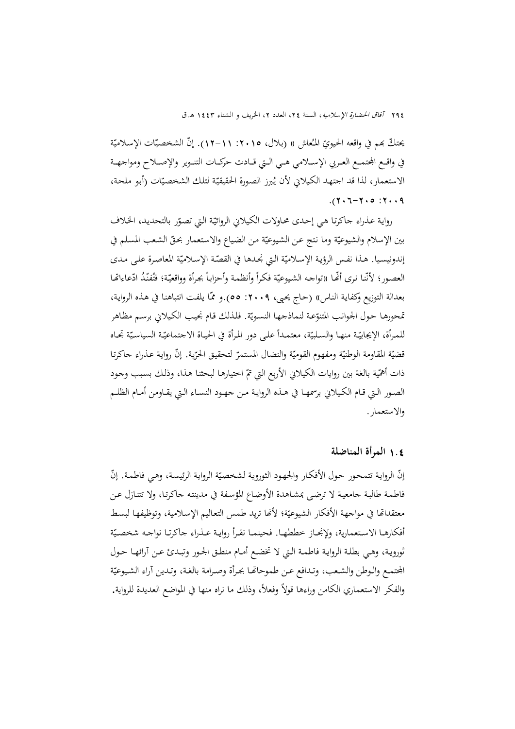يحتكّ بهم في واقعه الحيويّ المُعاش » (بلال، ٢٠١٥: ١١-١٢). إنّ الشخصيّات الإسلاميّة في واقـع المجتمـع العـربي الإسـلامي هـي الـتي قـادت حركـات التنـوير والإصـلاح ومواجهـة الاستعمار، لذا قد اجتهد الكيلاني لأن يُبرز الصورة الحقيقيّة لتلك الشخصيّات (أبو ملحة، ٢٠٠٩: ٢٠٥-٢٠٦).

رواية عذراء جاكرتا هي إحدى محاولات الكيلاني الروائيّة التي تصوّر بالتحديد، الخلاف بين الإسلام والشيوعيّة وما نتج عن الشيوعيّة من الضياع والاستعمار بحقّ الشعب المسلم في إندونيسيا. هـذا نفـس الرؤية الإسلاميّة التي نجدها في القصّة الإسلاميّة المعاصرة على مدى العصور؛ لأنّنا نرى أنّها «تواجه الشيوعيّة فكراً وأنظمة وأحزاباً بجرأة وواقعيّة؛ فتُفنّدُ ادّعاءاتها بعدالة التوزيع وكفاية الناس» (حاج يحيى، ٢٠٠٩: ٥٥).و ممّا يلفت انتباهنا في هذه الرواية، تمحورها حول الجوانب المتنوّعة لنماذجها النسويّة. فلذلك قام نجيب الكيلاني برسم مظاهر للمرأة، الإيجابيّة منها والسلبيّة، معتمداً على دور المرأة في الحياة الاجتماعيّة السياسيّة تجاه قضيّة المقاومة الوطنيّة ومفهوم القوميّة والنضال المستمرّ لتحقيق الحرّية. إنّ رواية عذراء جاكرتا ذات أهمّية بالغة بين روايات الكيلاني الأربع التي تمّ اختيارها لبحثنا هذا، وذلك بسبب وجود الصور التي قام الكيلاني برسمها في هذه الرواية من جهود النساء التي يقاومن أمام الظلم والاستعمار.

## ١.٤ المرأة المناضلة

إنّ الرواية تتمحور حول الأفكار والجهود الثورية لشخصيّة الرواية الرئيسة، وهي فاطمة. إنّ فاطمة طالبة جامعية لا ترضى بمشاهدة الأوضاع المؤسفة في مدينته جاكرتا، ولا تتنازل عن معتقداتها في مواجهة الأفكار الشيوعيّة؛ لأنها تريد طمس التعاليم الإسلامية، وتوظيفها لبسط أفكارها الاستعمارية، ولإنجاز خططها. فحينما نقرأ رواية عذراء جاكرتا نواجه شخصيّة ثورية، وهي بطلة الرواية فاطمة التي لا تخضع أمام منطق الجور وتبدئ عن آرائها حول المجتمع والوطن والشعب، وتدافع عن طموحاتها بجرأة وصرامة بالغة، وتدين آراء الشيوعيّة والفكر الاستعماري الكامن وراءها قولاً وفعلاً، وذلك ما نراه منها في المواضع العديدة للرواية.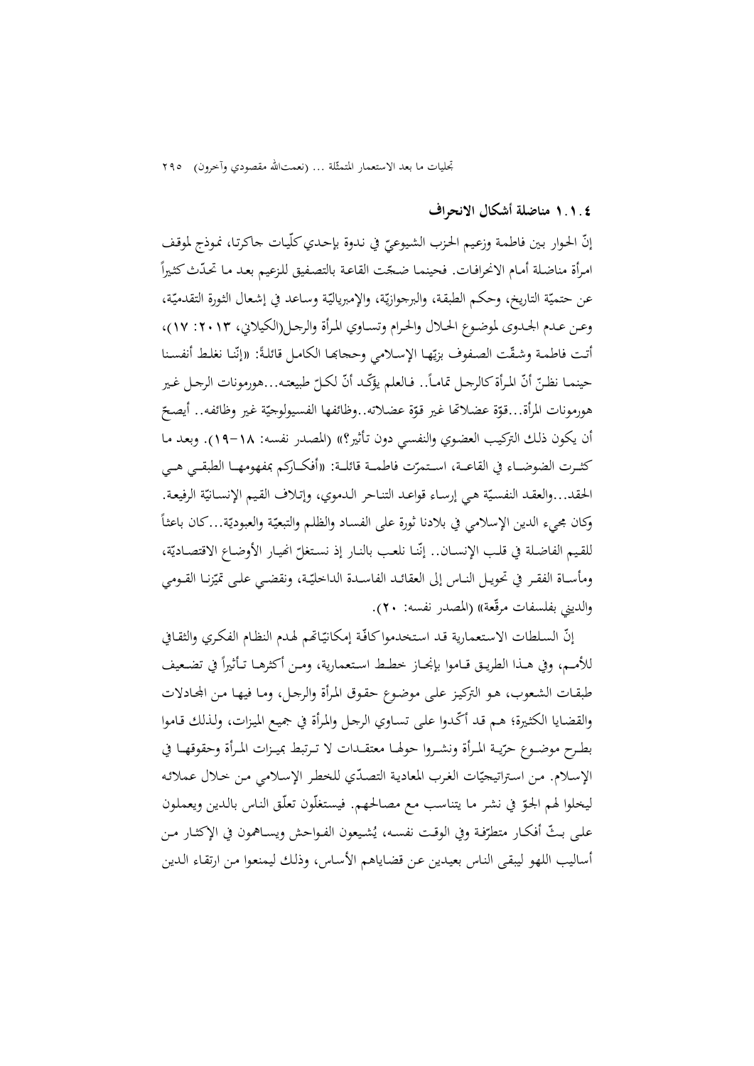### ١.١.٤ مناضلة أشكال الانحراف

إنّ الحوار بين فاطمة وزعيم الحزب الشيوعيّ في ندوة بإحدي كلّيات جاكرتا، نموذج لموقف امرأة مناضلة أمام الانحرافات. فحينما ضجّت القاعة بالتصفيق للزعيم بعد ما تحدّث كثيراً عن حتميّة التاريخ، وحكم الطبقة، والبرجوازيّة، والإمبرياليّة وساعد في إشعال الثورة التقدميّة، وعن عدم الجدوى لموضوع الحلال والحرام وتساوي المرأة والرجل(الكيلاني، ٢٠١٣: ١٧)، أتت فاطمة وشقّت الصفوف بزيّها الإسلامي وحجابها الكامل قائلةً: «إنّنا نغلط أنفسنا حينما نظنّ أنّ المرأة كالرجل تماماً.. فالعلم يؤكّد أنّ لكلّ طبيعته...هورمونات الرجل غير هورمونات المرأة...قوّة عضلاتها غير قوّة عضلاته..وظائفها الفسيولوجيّة غير وظائفه.. أيصحّ أن يكون ذلك التركيب العضوي والنفسي دون تأثير؟» (المصدر نفسه: ١٨-١٩). وبعد ما كثرت الضوضاء في القاعة، استمرّت فاطمة قائلة: «أفكاركم بمفهومها الطبقي هي الحقد...والعقد النفسيّة هي إرساء قواعد التناحر الدموي، وإتلاف القيم الإنسانيّة الرفيعة. وكان مجيء الدين الإسلامي في بلادنا ثورة على الفساد والظلم والتبعيّة والعبوديّة...كان باعثاً للقيم الفاضلة في قلب الإنسان.. إنّنا نلعب بالنار إذ نستغلّ انهيار الأوضاع الاقتصاديّة، ومأساة الفقر في تحويل الناس إلى العقائد الفاسدة الداخليّة، ونقضي على تميّزنا القومي والديني بفلسفات مرقّعة» (المصدر نفسه: ٢٠).

إنّ السلطات الاستعمارية قد استخدموا كافّة إمكانيّاتهم لهدم النظام الفكري والثقافي للأمم، وفي هذا الطريق قاموا بإنجاز خطط استعمارية، ومن أكثرها تأثيراً في تضعيف طبقات الشعوب، هو التركيز على موضوع حقوق المرأة والرجل، وما فيها من المجادلات والقضايا الكثيرة؛ هم قد أكّدوا على تساوي الرجل والمرأة في جميع الميزات، ولذلك قاموا بطرح موضوع حرّية المرأة ونشروا حولها معتقدات لا ترتبط بميزات المرأة وحقوقها في الإسلام. من استراتيجيّات الغرب المعادية التصدّي للخطر الإسلامي من خلال عملائه ليخلوا لهم الجوّ في نشر ما يتناسب مع مصالحهم. فيستغلّون تعلّق الناس بالدين ويعملون على بثّ أفكار متطرّفة وفي الوقت نفسه، يُشيعون الفواحش ويساهمون في الإكثار من أساليب اللهو ليبقى الناس بعيدين عن قضاياهم الأساس، وذلك ليمنعوا من ارتقاء الدين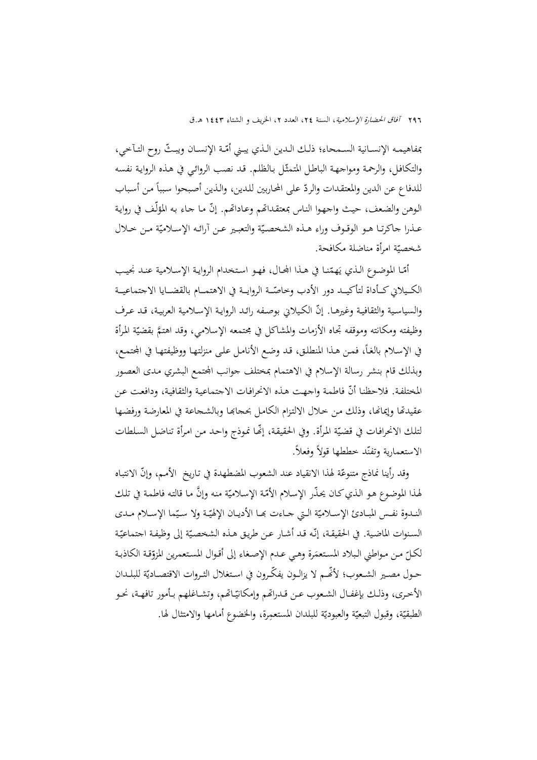بمفاهيمه الإنسانية السمحاء؛ ذلك الدين الذي يبني أمّة الإنسان ويبثّ روح التآخي، والتكافل، والرحمة ومواجهة الباطل المتمثّل بالظلم. قد نصب الروائي في هذه الرواية نفسه للدفاع عن الدين والمعتقدات والردّ على المحاربين للدين، والذين أصبحوا سبباً من أسباب الوهن والضعف، حيث واجهوا الناس بمعتقداتهم وعاداتهم. إنّ ما جاء به المؤلّف في رواية عذرا جاكرتا هو الوقوف وراء هذه الشخصيّة والتعبير عن آرائه الإسلاميّة من خلال شخصيّة امرأة مناضلة مكافحة.

أمّا الموضوع الذي يَهمّنا في هذا المجال، فهو استخدام الرواية الإسلامية عند نجيب الكيلاني كأداة لتأكيد دور الأدب وخاصّة الرواية في الاهتمام بالقضايا الاجتماعية والسياسية والثقافية وغيرها. إنّ الكيلاني بوصفه رائد الرواية الإسلامية العربية، قد عرف وظيفته ومكانته وموقفه تجاه الأزمات والمشاكل في مجتمعه الإسلامي، وقد اهتمَّ بقضيّة المرأة في الإسلام بالغاً، فمن هذا المنطلق، قد وضع الأنامل على منزلتها ووظيفتها في المجتمع، وبذلك قام بنشر رسالة الإسلام في الاهتمام بمختلف جوانب المجتمع البشري مدى العصور المختلفة. فلاحظنا أنّ فاطمة واجهت هذه الانحرافات الاجتماعية والثقافية، ودافعت عن عقيدتها وإيمانها، وذلك من خلال الالتزام الكامل بحجابها وبالشجاعة في المعارضة ورفضها لتلك الانحرافات في قضيّة المرأة. وفي الحقيقة، إنّها نموذج واحد من امرأة تناضل السلطات الاستعمارية وتفنّد خططها قولاً وفعلاً.

وقد رأينا نماذج متنوعّة لهذا الانقياد عند الشعوب المضطهدة في تاريخ الأمم، وإنّ الانتباه لهذا الموضوع هو الذي كان يحذّر الإسلام الأمّة الإسلاميّة منه وإنَّ ما قالته فاطمة في تلك الندوة نفس المبادئ الإسلاميّة التي جاءت بها الأديان الإلهيّة ولا سيّما الإسلام مدى السنوات الماضية. في الحقيقة، إنّه قد أشار عن طريق هذه الشخصيّة إلى وظيفة اجتماعيّة لكلّ من مواطني البلاد المستعمَرة وهي عدم الإصغاء إلى أقوال المستعمرين المزوّقة الكاذبة حول مصير الشعوب؛ لأنّهم لا يزالون يفكّرون في استغلال الثروات الاقتصاديّة للبلدان الأخرى، وذلك بإغفال الشعوب عن قدراتهم وإمكانيّاتهم، وتشاغلهم بأمور تافهة، نحو الطبقيّة، وقبول التبعيّة والعبوديّة للبلدان المستعمِرة، والخضوع أمامها والامتثال لها.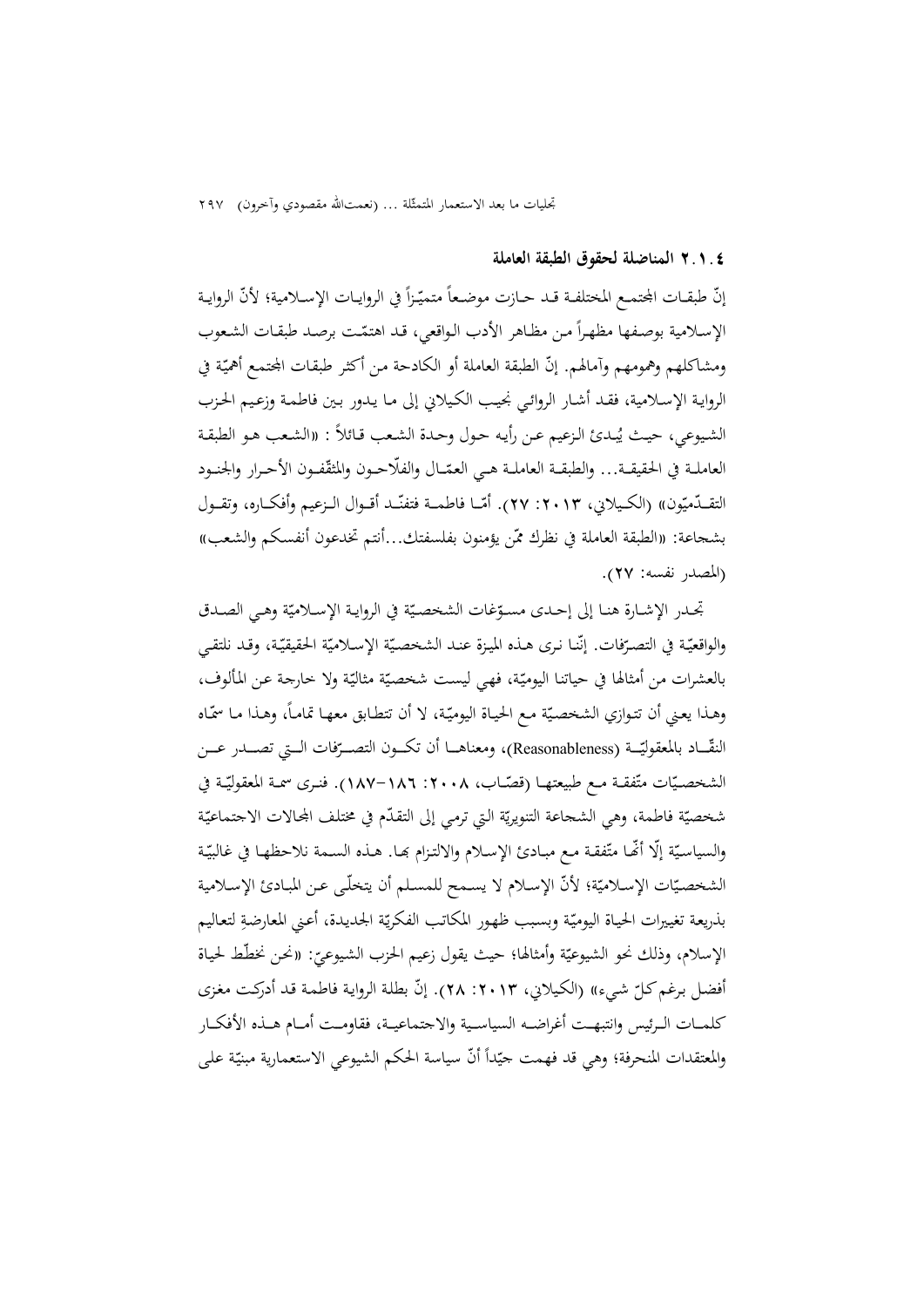### ٤.١.٢ المناضلة لحقوق الطبقة العاملة

إنّ طبقـات المجتمـع المختلفـة قـد حـازت موضـعاً متميّزاً في الروايـات الإسـلامية؛ لأنّ الروايـة الإسـلامية بوصفها مظهـراً مـن مظاهر الأدب الـواقعي، قـد اهتمّـت برصـد طبقـات الشـعوب ومشـاكلهم وهمومهـم وآمالهم. إنّ الطبقة العاملة أو الكادحة من أكثر طبقات المجتمع أهميّة في الرواية الإسلامية، فقـد أشـار الروائي نجيب الكيلاني إلى مـا يـدور بـين فاطمـة وزعيم الحـزب الشيوعي، حيث يُبـدئ الـزعيم عـن رأيـه حـول وحـدة الشـعب قـائلاً : «الشـعب هـو الطبقـة العاملـة في الحقيقـة... والطبقـة العاملـة هـي العمّـال والفلّاحـون والمثقّفـون الأحـرار والجنـود التقـدّميّون» (الكـيلاني، ٢٠١٣: ٢٧). أمّـا فاطمـة فتفنّـد أقـوال الـزعيم وأفكـاره، وتقـول بشجاعة: «الطبقة العاملة في نظرك ممّن يؤمنون بفلسفتك...أنتم تخدعون أنفسكم والشعب» (المصدر نفسه: ٢٧).

تجـدر الإشـارة هنـا إلى إحـدى مسـوّغات الشخصـيّة في الروايـة الإسـلاميّة وهـي الصـدق والواقعيّة في التصرّفات. إنّنا نرى هـذه الميزة عنـد الشخصيّة الإسلاميّة الحقيقيّة، وقد نلتقي بالعشرات من أمثالها في حياتنا اليوميّة، فهي ليست شخصيّة مثاليّة ولا خارجة عن المألوف، وهـذا يعني أن تتوازي الشخصيّة مع الحياة اليوميّة، لا أن تتطابق معهـا تمامـاً، وهـذا مـا سمّاه النقّـاد بالمعقوليّـة (Reasonableness)، ومعناهـا أن تكـون التصـرّفات الـتي تصـدر عـن الشخصيّات متّفقـة مـع طبيعتهـا (قصّـاب، ٢٠٠٨: ١٨٦-١٨٧). فنـرى سمـة المعقوليّـة في شخصيّة فاطمة، وهي الشجاعة التنويريّة التي ترمي إلى التقدّم في مختلف المجالات الاجتماعيّة والسياسيّة إلّا أنّها متّفقة مع مبادئ الإسلام والالتزام بها. هـذه السـمة نلاحظهـا في غالبيّـة الشخصيّات الإسلاميّة؛ لأنّ الإسلام لا يسمح للمسلم أن يتخلّى عـن المبادئ الإسـلامية بذريعة تغييرات الحياة اليوميّة وبسبب ظهور المكاتب الفكريّة الجديدة، أعني المعارضةِ لتعاليم الإسلام، وذلك نحو الشيوعيّة وأمثالها؛ حيث يقول زعيم الحزب الشيوعيّ: «نحن نخطّط لحياة أفضل برغم كلّ شيء» (الكيلاني، ٢٠١٣: ٢٨). إنّ بطلة الرواية فاطمة قد أدركت مغزى كلمـات الـرئيس وانتبهـت أغراضـه السياسـية والاجتماعيـة، فقاومـت أمـام هـذه الأفكـار والمعتقدات المنحرفة؛ وهي قد فهمت جيّداً أنّ سياسة الحكم الشيوعي الاستعمارية مبنيّة على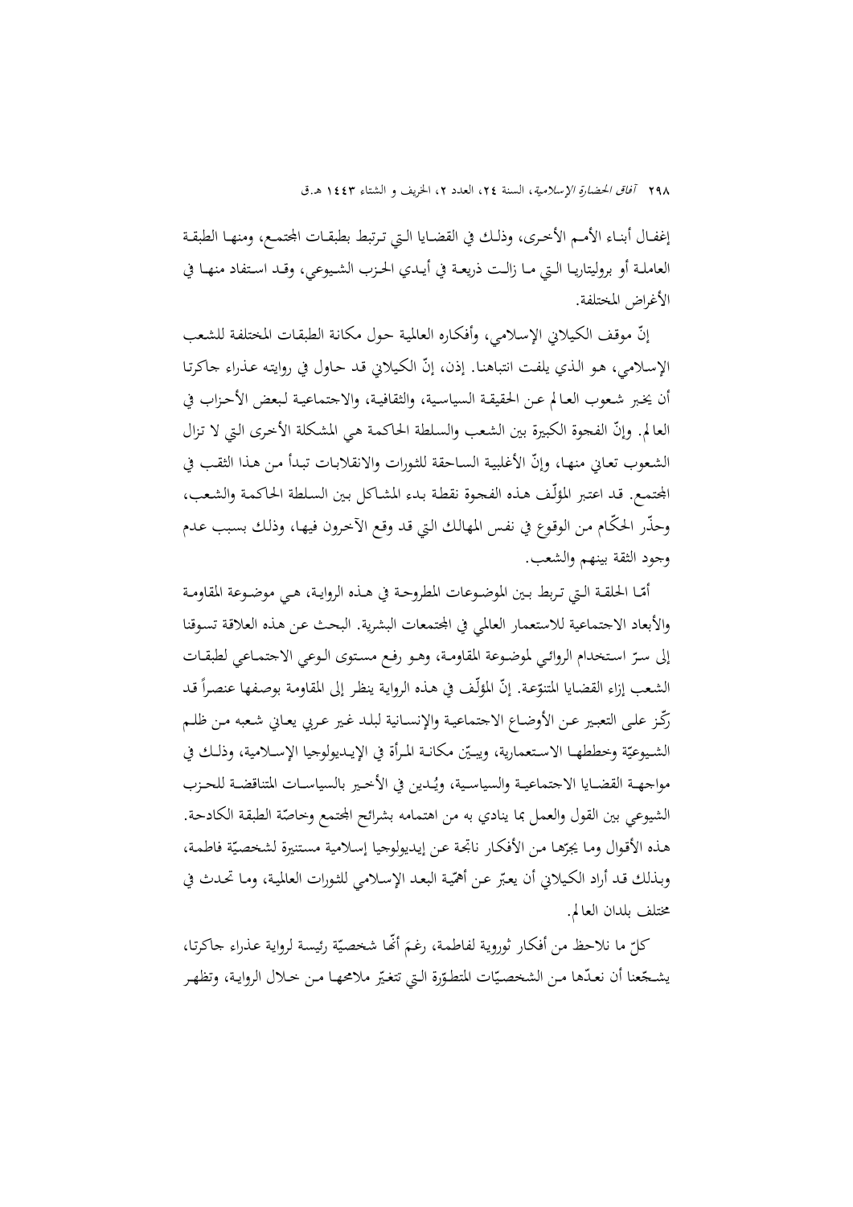إغفـال أبنـاء الأمـم الأخرى، وذلـك في القضـايا الـتي تـرتبط بطبقـات المجتمـع، ومنهـا الطبقـة العاملـة أو بروليتاريـا الـتي مـا زالـت ذريعـة في أيـدي الحـزب الشـيوعي، وقـد اسـتفاد منهـا في الأغراض المختلفة.

إنّ موقف الكيلاني الإسلامي، وأفكاره العالمية حول مكانة الطبقات المختلفة للشعب الإسلامي، هـو الـذي يلفـت انتباهنـا. إذن، إنّ الكيلاني قد حـاول في روايته عـذراء جاكرتـا أن يخبر شعوب العـالم عـن الحقيقـة السياسـية، والثقافيـة، والاجتماعيـة لبعض الأحـزاب في العالم. وإنّ الفجوة الكبيرة بين الشعب والسلطة الحاكمة هي المشكلة الأخرى التي لا تزال الشعوب تعاني منها، وإنّ الأغلبية السـاحقة للثورات والانقلابـات تبـدأ مـن هـذا الثقـب في المجتمع. قد اعتبر المؤلّف هذه الفجوة نقطة بدء المشـاكل بين السلطة الحاكمـة والشعب، وحذّر الحكّام من الوقوع في نفس المهالك التي قد وقع الآخرون فيهـا، وذلك بسـبب عـدم وجود الثقة بينهم والشعب.

أمّـا الحلقـة الـتي تـربط بـين الموضـوعات المطروحـة في هـذه الروايـة، هـي موضـوعة المقاومـة والأبعاد الاجتماعية للاستعمار العالمي في المجتمعات البشرية. البحث عن هذه العلاقة تسوقنا إلى سرّ استخدام الروائـي لموضـوعة المقاومـة، وهـو رفـع مسـتوى الـوعي الاجتمـاعي لطبقـات الشعب إزاء القضايا المتنوّعة. إنّ المؤلّف في هـذه الرواية ينظر إلى المقاومة بوصفها عنصراً قد ركّز على التعبير عـن الأوضـاع الاجتماعيـة والإنسـانية لبلـد غـير عـربي يعـاني شـعبه مـن ظلـم الشـيوعيّة وخططهـا الاسـتعمارية، ويبـيّن مكانـة المـرأة في الإيـديولوجيا الإسـلامية، وذلـك في مواجهـة القضـايا الاجتماعيـة والسياسـية، ويُـدين في الأخـير بالسياسـات المتناقضـة للحـزب الشيوعي بين القول والعمل بما ينادي به من اهتمامه بشرائح المجتمع وخاصّة الطبقة الكادحة. هذه الأقوال وما يجرّها من الأفكار ناتجة عن إيديولوجيا إسلامية مستنيرة لشخصيّة فاطمة، وبـذلك قـد أراد الكيلاني أن يعبّر عـن أهمّيـة البعـد الإسلامي للثورات العالمية، ومـا تحـدث في مختلف بلدان العالم.

كلّ ما نلاحظ من أفكار ثوروية لفاطمة، رغمَ أنّها شخصيّة رئيسة لرواية عذراء جاكرتـا، يشـجّعنا أن نعـدّها مـن الشخصـيّات المتطـوّرة الـتي تتغيّر ملامحهـا مـن خـلال الروايـة، وتظهـر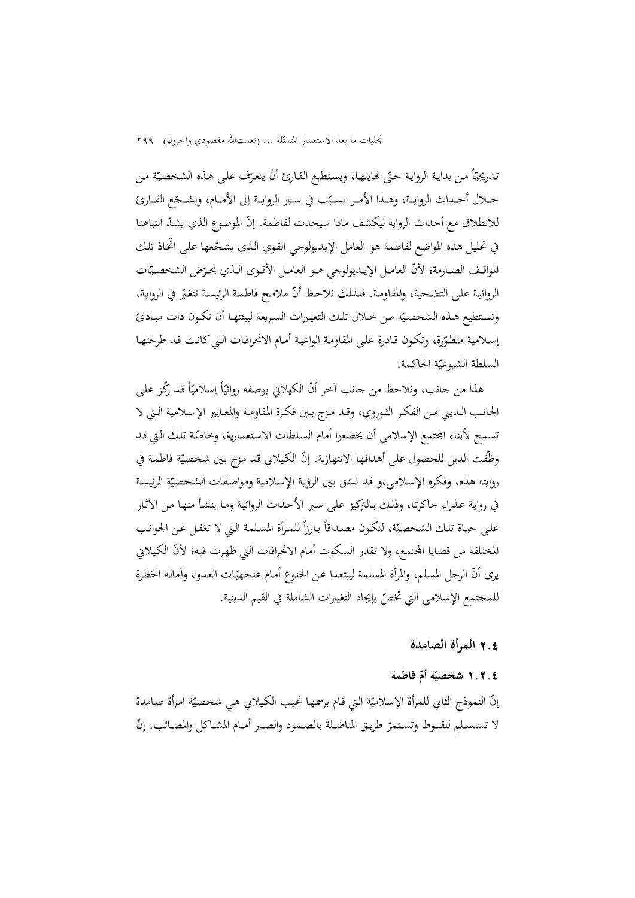تدريجيّاً من بداية الرواية حتّى نهايتها، ويستطيع القارئ أنْ يتعرّف على هذه الشخصيّة من خلال أحداث الرواية، وهذا الأمر يسبّب في سير الرواية إلى الأمام، ويشجّع القارئ للانطلاق مع أحداث الرواية ليكشف ماذا سيحدث لفاطمة. إنّ الموضوع الذي يشدّ انتباهنا في تحليل هذه المواضع لفاطمة هو العامل الإيديولوجي القوي الذي يشجّعها على اتّخاذ تلك المواقف الصارمة؛ لأنّ العامل الإيديولوجي هو العامل الأقوى الذي يحرّض الشخصيّات الروائية على التضحية، والمقاومة. فلذلك نلاحظ أنّ ملامح فاطمة الرئيسة تتغيّر في الرواية، وتستطيع هذه الشخصيّة من خلال تلك التغييرات السريعة لبيئتها أن تكون ذات مبادئ إسلامية متطوّرة، وتكون قادرة على المقاومة الواعية أمام الانحرافات التي كانت قد طرحتها السلطة الشيوعيّة الحاكمة.

هذا من جانب، ونلاحظ من جانب آخر أنّ الكيلاني بوصفه روائيّاً إسلاميّاً قد ركّز على الجانب الديني من الفكر الثوروي، وقد مزج بين فكرة المقاومة والمعايير الإسلامية التي لا تسمح لأبناء المجتمع الإسلامي أن يخضعوا أمام السلطات الاستعمارية، وخاصّة تلك التي قد وظّفت الدين للحصول على أهدافها الانتهازية. إنّ الكيلاني قد مزج بين شخصيّة فاطمة في روايته هذه، وفكره الإسلامي،و قد نسّق بين الرؤية الإسلامية ومواصفات الشخصيّة الرئيسة في رواية عذراء جاكرتا، وذلك بالتركيز على سير الأحداث الروائية وما ينشأ منها من الآثار على حياة تلك الشخصيّة، لتكون مصداقاً بارزاً للمرأة المسلمة التي لا تغفل عن الجوانب المختلفة من قضايا المجتمع، ولا تقدر السكوت أمام الانحرافات التي ظهرت فيه؛ لأنّ الكيلاني يرى أنّ الرجل المسلم، والمرأة المسلمة ليبتعدا عن الخنوع أمام عنجهيّات العدو، وآماله الخطرة للمجتمع الإسلامي التي تخصّ بإيجاد التغييرات الشاملة في القيم الدينية.

## ٢.٤ المرأة الصامدة

### ١.٢.٤ شخصيّة أمّ فاطمة

إنّ النموذج الثاني للمرأة الإسلاميّة التي قام برسمها نجيب الكيلاني هي شخصيّة امرأة صامدة لا تستسلم للقنوط وتستمرّ طريق المناضلة بالصمود والصبر أمام المشاكل والمصائب. إنّ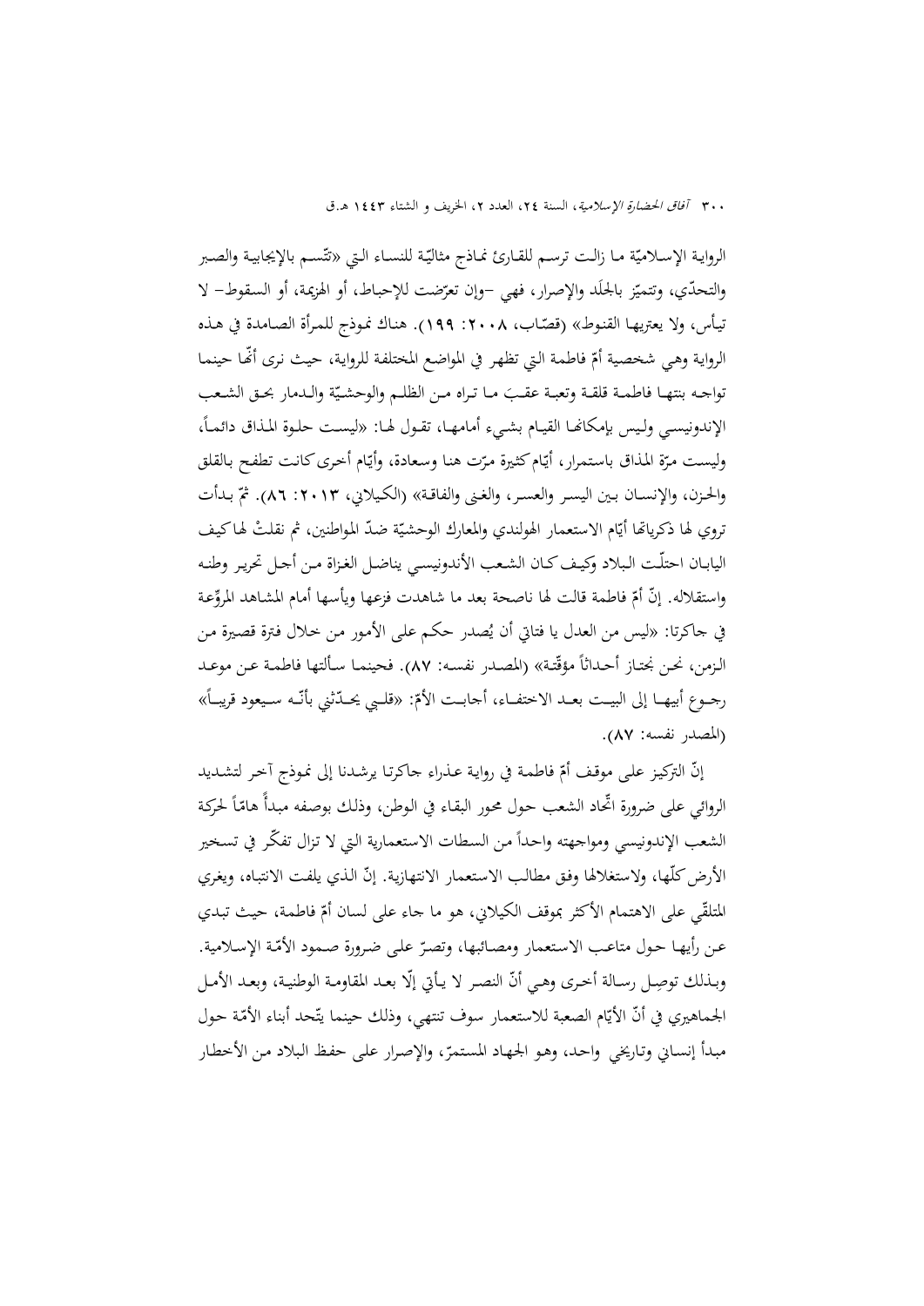الرواية الإسلاميّة ما زالت ترسم للقارئ نماذج مثاليّة للنساء التي «تتّسم بالإيجابية والصبر والتحدّي، وتتميّز بالجلَد والإصرار، فهي –وإن تعرّضت للإحباط، أو الهزيمة، أو السقوط– لا تيأس، ولا يعتريها القنوط» (قصّاب، ٢٠٠٨: ١٩٩). هناك نموذج للمرأة الصامدة في هذه الرواية وهي شخصية أمّ فاطمة التي تظهر في المواضع المختلفة للرواية، حيث نرى أنّها حينما تواجه بنتها فاطمة قلقة وتعبة عقبَ ما تراه من الظلم والوحشيّة والدمار بحق الشعب الإندونيسي وليس بإمكانها القيام بشيء أمامها، تقول لها: «ليست حلوة المذاق دائماً، وليست مرّة المذاق باستمرار، أيّام كثيرة مرّت هنا وسعادة، وأيّام أخرى كانت تطفح بالقلق والحزن، والإنسان بين اليسر والعسر، والغنى والفاقة» (الكيلاني، ٢٠١٣: ٨٦). ثمّ بدأت تروي لها ذكرياتها أيّام الاستعمار الهولندي والمعارك الوحشيّة ضدّ المواطنين، ثم نقلتْ لها كيف اليابان احتلّت البلاد وكيف كان الشعب الأندونيسي يناضل الغزاة من أجل تحرير وطنه واستقلاله. إنّ أمّ فاطمة قالت لها ناصحة بعد ما شاهدت فزعها ويأسها أمام المشاهد المروّعة في جاكرتا: «ليس من العدل يا فتاتي أن يُصدر حكم على الأمور من خلال فترة قصيرة من الزمن، نحن نجتاز أحداثاً مؤقّتة» (المصدر نفسه: ٨٧). فحينما سألتها فاطمة عن موعد رجوع أبيها إلى البيت بعد الاختفاء، أجابت الأمّ: «قلبي يحدّثني بأنّه سيعود قريباً» (المصدر نفسه: ٨٧).

إنّ التركيز على موقف أمّ فاطمة في رواية عذراء جاكرتا يرشدنا إلى نموذج آخر لتشديد الروائي على ضرورة اتّحاد الشعب حول محور البقاء في الوطن، وذلك بوصفه مبدأً هامّاً لحركة الشعب الإندونيسي ومواجهته واحداً من السطات الاستعمارية التي لا تزال تفكّر في تسخير الأرض كلّها، ولاستغلالها وفق مطالب الاستعمار الانتهازية. إنّ الذي يلفت الانتباه، ويغري المتلقّي على الاهتمام الأكثر بموقف الكيلاني، هو ما جاء على لسان أمّ فاطمة، حيث تبدي عن رأيها حول متاعب الاستعمار ومصائبها، وتصرّ على ضرورة صمود الأمّة الإسلامية. وبذلك توصِل رسالة أخرى وهي أنّ النصر لا يأتي إلّا بعد المقاومة الوطنية، وبعد الأمل الجماهيري في أنّ الأيّام الصعبة للاستعمار سوف تنتهي، وذلك حينما يتّحد أبناء الأمّة حول مبدأ إنساني وتاريخي واحد، وهو الجهاد المستمرّ، والإصرار على حفظ البلاد من الأخطار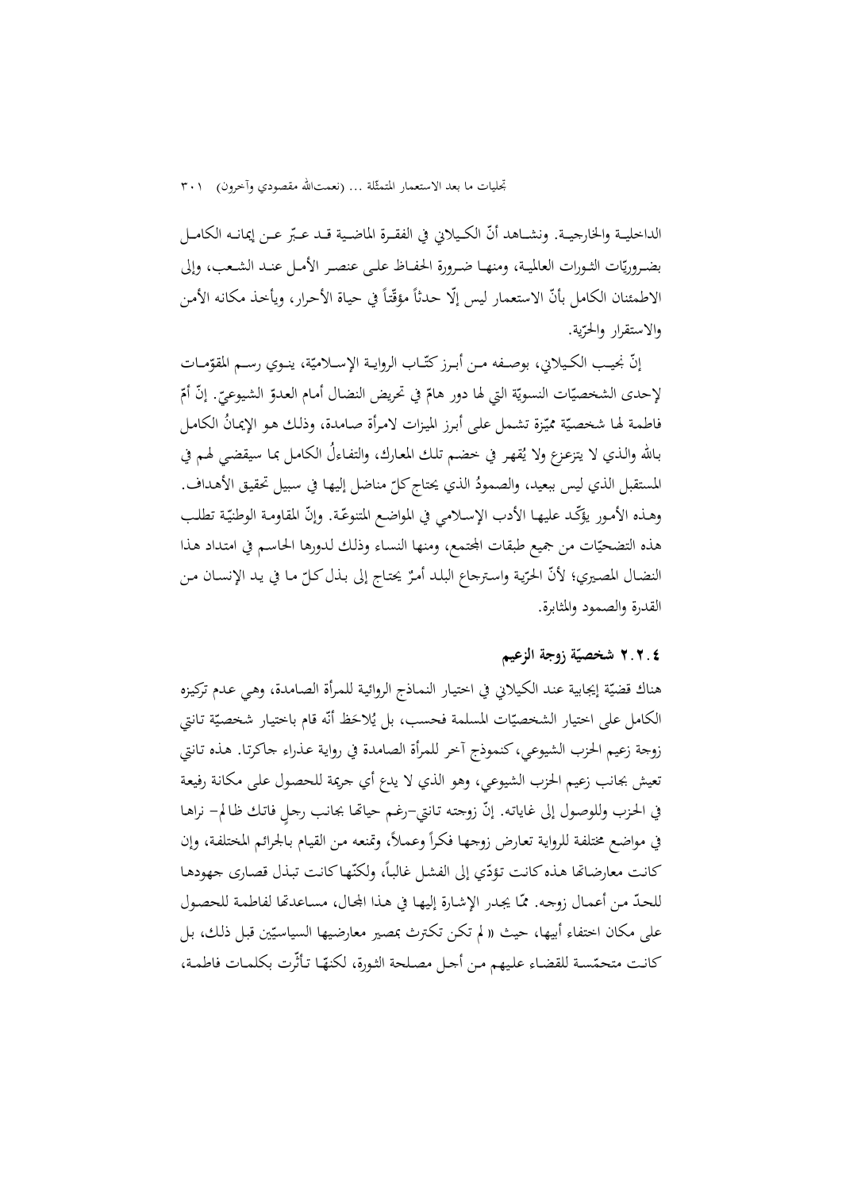الداخلية والخارجية. ونشاهد أنّ الكيلاني في الفقرة الماضية قد عبّر عن إيمانه الكامل بضروريّات الثورات العالمية، ومنها ضرورة الحفاظ على عنصر الأمل عند الشعب، وإلى الاطمئنان الكامل بأنّ الاستعمار ليس إلّا حدثاً مؤقّتاً في حياة الأحرار، ويأخذ مكانه الأمن والاستقرار والحرّية.

إنّ نجيب الكيلاني، بوصفه من أبرز كتّاب الرواية الإسلاميّة، ينوي رسم المقوّمات لإحدى الشخصيّات النسويّة التي لها دور هامّ في تحريض النضال أمام العدوّ الشيوعيّ. إنّ أمّ فاطمة لها شخصيّة مميّزة تشمل على أبرز الميزات لامرأة صامدة، وذلك هو الإيمانُ الكامل بالله والذي لا يتزعزع ولا يُقهر في خضم تلك المعارك، والتفاؤلُ الكامل بما سيقضي لهم في المستقبل الذي ليس ببعيد، والصمودُ الذي يحتاج كلّ مناضل إليها في سبيل تحقيق الأهداف. وهذه الأمور يؤكّد عليها الأدب الإسلامي في المواضع المتنوعة. وإنّ المقاومة الوطنيّة تطلب هذه التضحيّات من جميع طبقات المجتمع، ومنها النساء وذلك لدورها الحاسم في امتداد هذا النضال المصيري؛ لأنّ الحرّية واسترجاع البلد أمرٌ يحتاج إلى بذل كلّ ما في يد الإنسان من القدرة والصمود والمثابرة.

### ٢.٢.٤ شخصيّة زوجة الزعيم

هناك قضيّة إيجابية عند الكيلاني في اختيار النماذج الروائية للمرأة الصامدة، وهي عدم تركيزه الكامل على اختيار الشخصيّات المسلمة فحسب، بل يُلاحَظ أنّه قام باختيار شخصيّة تانتي زوجة زعيم الحزب الشيوعي، كنموذج آخر للمرأة الصامدة في رواية عذراء جاكرتا. هذه تانتي تعيش بجانب زعيم الحزب الشيوعي، وهو الذي لا يدع أي جريمة للحصول على مكانة رفيعة في الحزب وللوصول إلى غاياته. إنّ زوجته تانتي-رغم حياتها بجانب رجلٍ فاتك ظالم- نراها في مواضع مختلفة للرواية تعارض زوجها فكراً وعملاً، وتمنعه من القيام بالجرائم المختلفة، وإن كانت معارضاتها هذه كانت تؤدّي إلى الفشل غالباً، ولكنّها كانت تبذل قصارى جهودها للحدّ من أعمال زوجه. ممّا يجدر الإشارة إليها في هذا المجال، مساعدتها لفاطمة للحصول على مكان اختفاء أبيها، حيث «لم تكن تكترث بمصير معارضيها السياسيّين قبل ذلك، بل كانت متحمّسة للقضاء عليهم من أجل مصلحة الثورة، لكنّها تأثّرت بكلمات فاطمة،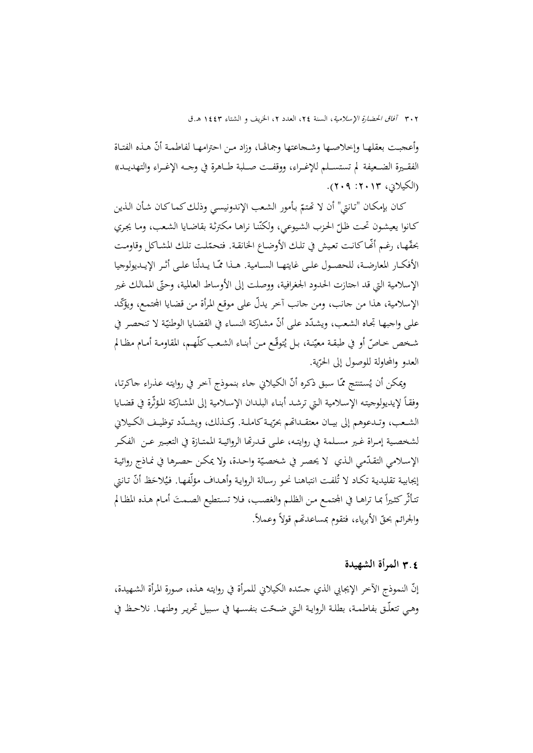وأعجبت بعقلها وإخلاصها وشجاعتها وجمالها، وزاد من احترامها لفاطمة أنّ هذه الفتاة الفقيرة الضعيفة لم تستسلم للإغراء، ووقفت صلبة طاهرة في وجه الإغراء والتهديد» (الكيلاني، ٢٠١٣: ٢٠٩).

كان بإمكان "تانتي" أن لا تهتمّ بأمور الشعب الإندونيسي وذلك كما كان شأن الذين كانوا يعيشون تحت ظلّ الحزب الشيوعي، ولكنّنا نراها مكترثة بقاضايا الشعب، وما يجري بحقّها، رغم أنّها كانت تعيش في تلك الأوضاع الخانقة. فتحمّلت تلك المشاكل وقاومت الأفكار المعارضة، للحصول على غايتها السامية. هذا ممّا يدلّنا على أثر الإيديولوجيا الإسلامية التي قد اجتازت الحدود الجغرافية، ووصلت إلى الأوساط العالمية، وحتّى الممالك غير الإسلامية، هذا من جانب، ومن جانب آخر يدلّ على موقع المرأة من قضايا المجتمع، ويؤكّد على واجبها تجاه الشعب، ويشدّد على أنّ مشاركة النساء في القضايا الوطنيّة لا تنحصر في شخص خاصّ أو في طبقة معيّنة، بل يُتوقّع من أبناء الشعب كلّهم، المقاومة أمام مظالم العدو والمحاولة للوصول إلى الحرّية.

ويمكن أن يُستنتج ممّا سبق ذكره أنّ الكيلاني جاء بنموذج آخر في روايته عذراء جاكرتا، وفقاً لإيديولوجيته الإسلامية التي ترشد أبناء البلدان الإسلامية إلى المشاركة المؤثّرة في قضايا الشعب، وتدعوهم إلى بيان معتقداتهم بحرّية كاملة. وكذلك، ويشدّد توظيف الكيلاني لشخصية إمراة غير مسلمة في روايته، على قدرتها الروائية الممتازة في التعبير عن الفكر الإسلامي التقدّمي الذي لا يحصر في شخصيّة واحدة، ولا يمكن حصرها في نماذج روائية إيجابية تقليدية تكاد لا تُلفت انتباهنا نحو رسالة الرواية وأهداف مؤلّفها. فيُلاحَظ أنّ تانتي تتأثّر كثيراً بما تراها في المجتمع من الظلم والغصب، فلا تستطيع الصمتَ أمام هذه المظالم والجرائم بحقّ الأبرياء، فتقوم بمساعدتهم قولاً وعملاً.

### ٣.٤ المرأة الشهيدة

إنّ النموذج الآخر الإيجابي الذي جسّده الكيلاني للمرأة في روايته هذه، صورة المرأة الشهيدة، وهي تتعلّق بفاطمة، بطلة الرواية التي ضحّت بنفسها في سبيل تحرير وطنها. نلاحظ في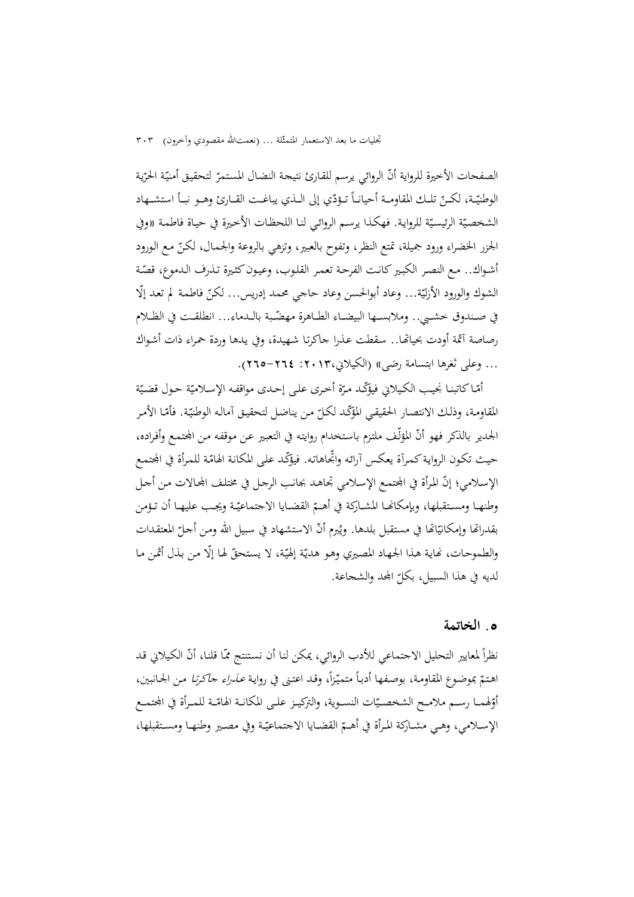الصفحات الأخيرة للرواية أنّ الروائي يرسم للقارئ نتيجة النضال المستمرّ لتحقيق أمنيّة الحرّية الوطنيّة، لكنّ تلك المقاومة أحياناً تؤدّي إلى الذي يباغت القارئ وهو نبأ استشهاد الشخصيّة الرئيسيّة للرواية. فهكذا يرسم الروائي لنا اللحظات الأخيرة في حياة فاطمة «وفي الجزر الخضراء ورود جميلة، تمتع النظر، وتفوح بالعبير، وتزهي بالروعة والجمال، لكنّ مع الورود أشواك.. مع النصر الكبير كانت الفرحة تعمر القلوب، وعيون كثيرة تذرف الدموع، قصّة الشوك والورود الأزليّة... وعاد أبوالحسن وعاد حاجي محمد إدريس... لكنّ فاطمة لم تعد إلّا في صندوق خشبي.. وملابسها البيضاء الطاهرة مهضّبة بالدماء... انطلقت في الظلام رصاصة آثمة أودت بحياتها.. سقطت عذرا جاكرتا شهيدة، وفي يدها وردة حمراء ذات أشواك ... وعلى ثغرها ابتسامة رضى» (الكيلاني،٢٠١٣: ٢٦٤-٢٦٥).

أمّا كاتبنا نجيب الكيلاني فيؤكّد مرّة أخرى على إحدى مواقفه الإسلاميّة حول قضيّة المقاومة، وذلك الانتصار الحقيقي المؤكّد لكلّ من يناضل لتحقيق آماله الوطنيّة. فأمّا الأمر الجدير بالذكر فهو أنّ المؤلّف ملتزم باستخدام روايته في التعبير عن موقفه من المجتمع وأفراده، حيث تكون الرواية كمرآة يعكس آرائه واتّجاهاته. فيؤكّد على المكانة الهامّة للمرأة في المجتمع الإسلامي؛ إنّ المرأة في المجتمع الإسلامي تجاهد بجانب الرجل في مختلف المجالات من أجل وطنها ومستقبلها، وبإمكانها المشاركة في أهمّ القضايا الاجتماعيّة ويجب عليها أن تؤمن بقدراتها وإمكانيّاتها في مستقبل بلدها. ويُبرِم أنّ الاستشهاد في سبيل الله ومن أجلّ المعتقدات والطموحات، نهاية هذا الجهاد المصيري وهو هديّة إلهيّة، لا يستحقّ لها إلّا من بذل أثمن ما لديه في هذا السبيل، بكلّ المجد والشجاعة.

## ٥. الخاتمة

نظراً لمعايير التحليل الاجتماعي للأدب الروائي، يمكن لنا أن نستنتج ممّا قلنا، أنّ الكيلاني قد اهتمّ بموضوع المقاومة، بوصفها أدباً متميّزاً، وقد اعتنى في رواية *عذراء جاكرتا* من الجانبين، أوّلهما رسم ملامح الشخصيّات النسوية، والتركيز على المكانة الهامّة للمرأة في المجتمع الإسلامي، وهي مشاركة المرأة في أهمّ القضايا الاجتماعيّة وفي مصير وطنها ومستقبلها،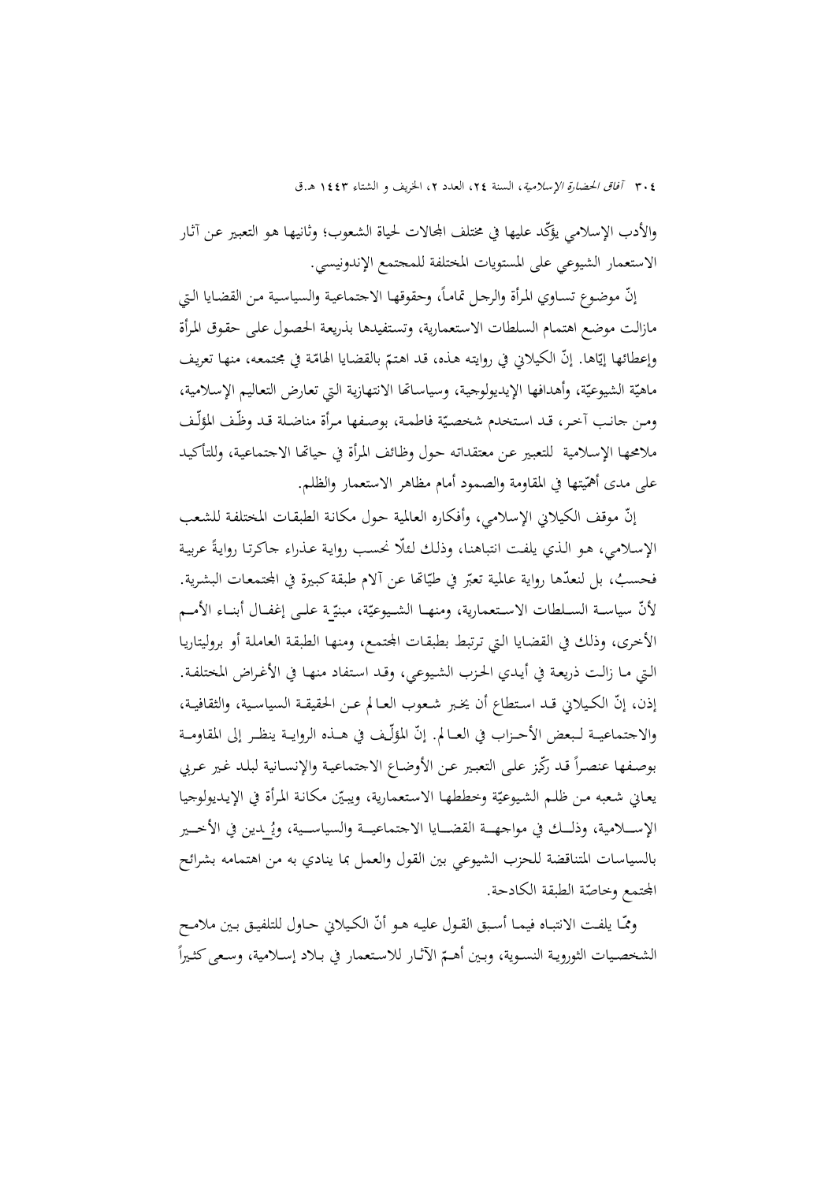والأدب الإسلامي يؤكّد عليها في مختلف المجالات لحياة الشعوب؛ وثانيها هو التعبير عن آثار الاستعمار الشيوعي على المستويات المختلفة للمجتمع الإندونيسي.

إنّ موضوع تساوي المرأة والرجل تماماً، وحقوقها الاجتماعية والسياسية من القضايا التي مازالت موضع اهتمام السلطات الاستعمارية، وتستفيدها بذريعة الحصول على حقوق المرأة وإعطائها إيّاها. إنّ الكيلاني في روايته هذه، قد اهتمّ بالقضايا الهامّة في مجتمعه، منها تعريف ماهيّة الشيوعيّة، وأهدافها الإيديولوجية، وسياساتها الانتهازية التي تعارض التعاليم الإسلامية، ومن جانب آخر، قد استخدم شخصيّة فاطمة، بوصفها مرأة مناضلة قد وظّف المؤلّف ملامحها الإسلامية للتعبير عن معتقداته حول وظائف المرأة في حياتها الاجتماعية، وللتأكيد على مدى أهمّيتها في المقاومة والصمود أمام مظاهر الاستعمار والظلم.

إنّ موقف الكيلاني الإسلامي، وأفكاره العالمية حول مكانة الطبقات المختلفة للشعب الإسلامي، هو الذي يلفت انتباهنا، وذلك لئلّا نحسب رواية عذراء جاكرتا روايةً عربية فحسبُ، بل لنعدّها رواية عالمية تعبّر في طيّاتها عن آلام طبقة كبيرة في المجتمعات البشرية. لأنّ سياسة السلطات الاستعمارية، ومنها الشيوعيّة، مبنيّة على إغفال أبناء الأمم الأخرى، وذلك في القضايا التي ترتبط بطبقات المجتمع، ومنها الطبقة العاملة أو بروليتاريا التي ما زالت ذريعة في أيدي الحزب الشيوعي، وقد استفاد منها في الأغراض المختلفة. إذن، إنّ الكيلاني قد استطاع أن يخبر شعوب العالم عن الحقيقة السياسية، والثقافية، والاجتماعية لبعض الأحزاب في العالم. إنّ المؤلّف في هذه الرواية ينظر إلى المقاومة بوصفها عنصراً قد ركّز على التعبير عن الأوضاع الاجتماعية والإنسانية لبلد غير عربي يعاني شعبه من ظلم الشيوعيّة وخططها الاستعمارية، ويبيّن مكانة المرأة في الإيديولوجيا الإسلامية، وذلك في مواجهة القضايا الاجتماعية والسياسية، ويُدين في الأخير بالسياسات المتناقضة للحزب الشيوعي بين القول والعمل بما ينادي به من اهتمامه بشرائح المجتمع وخاصّة الطبقة الكادحة.

وممّا يلفت الانتباه فيما أسبق القول عليه هو أنّ الكيلاني حاول للتلفيق بين ملامح الشخصيات الثورية النسوية، وبين أهمّ الآثار للاستعمار في بلاد إسلامية، وسعى كثيراً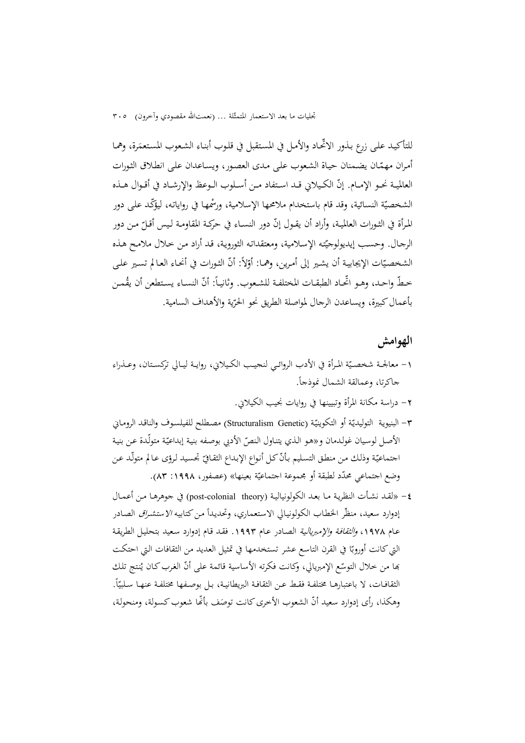للتأكيد على زرع بذور الاتّحاد والأمل في المستقبل في قلوب أبناء الشعوب المستعمَرة، وهما أمران مهمّان يضمنان حياة الشعوب على مدى العصور، ويساعدان على انطلاق الثورات العالمية نحو الإمام. إنّ الكيلاني قد استفاد من أسلوب الوعظ والإرشاد في أقوال هذه الشخصيّة النسائية، وقد قام باستخدام ملامحها الإسلامية، ورسْمها في رواياته، ليؤكّد على دور المرأة في الثورات العالمية، وأراد أن يقول إنّ دور النساء في حركة المقاومة ليس أقلّ من دور الرجال. وحسب إيديولوجيّته الإسلامية، ومعتقداته الثوروية، قد أراد من خلال ملامح هذه الشخصيّات الإيجابية أن يشير إلى أمرين، وهما: أوّلاً: أنّ الثورات في أنحاء العالم تسير على خطّ واحد، وهو اتّحاد الطبقات المختلفة للشعوب. وثانياً: أنّ النساء يستطعن أن يقُمن بأعمال كبيرة، ويساعدن الرجال لمواصلة الطريق نحو الحرّية والأهداف السامية.

## الهوامش

١- معالجة شخصيّة المرأة في الأدب الروائي لنجيب الكيلاني، رواية ليالي تركستان، وعذراء جاكرتا، وعمالقة الشمال نموذجاً.

٢- دراسة مكانة المرأة وتبيينها في روايات نجيب الكيلاني.

٣- البنيوية التوليديّة أو التكوينيّة (Structuralism Genetic) مصطلح للفيلسوف والناقد الروماني الأصل لوسيان غولدمان و«هو الذي يتناول النصّ الأدبي بوصفه بنية إبداعيّة متولّدة عن بنية اجتماعيّة وذلك من منطق التسليم بأنّ كل أنواع الإبداع الثقافيّ تجسيد لرؤى عالم متولّد عن وضع اجتماعي محدّد لطبقة أو مجموعة اجتماعيّة بعينها» (عصفور، ١٩٩٨: ٨٣).

٤- «لقد نشأت النظرية ما بعد الكولونيالية (post-colonial theory) في جوهرها من أعمال إدوارد سعيد، منظّر الخطاب الكولونيالي الاستعماري، وتحديداً من كتابيه *الاستشراق* الصادر عام ١٩٧٨، *والثقافة والإمبريالية* الصادر عام ١٩٩٣. فقد قام إدوارد سعيد بتحليل الطريقة التي كانت أوروبّا في القرن التاسع عشر تستخدمها في تمثيل العديد من الثقافات التي احتكت بها من خلال التوسّع الإمبريالي، وكانت فكرته الأساسية قائمة على أنّ الغرب كان يُنتج تلك الثقافات، لا باعتبارها مختلفة فقط عن الثقافة البريطانية، بل بوصفها مختلفة عنها سلبيّاً. وهكذا، رأى إدوارد سعيد أنّ الشعوب الأخرى كانت توصَف بأنّها شعوب كسولة، ومنحولة،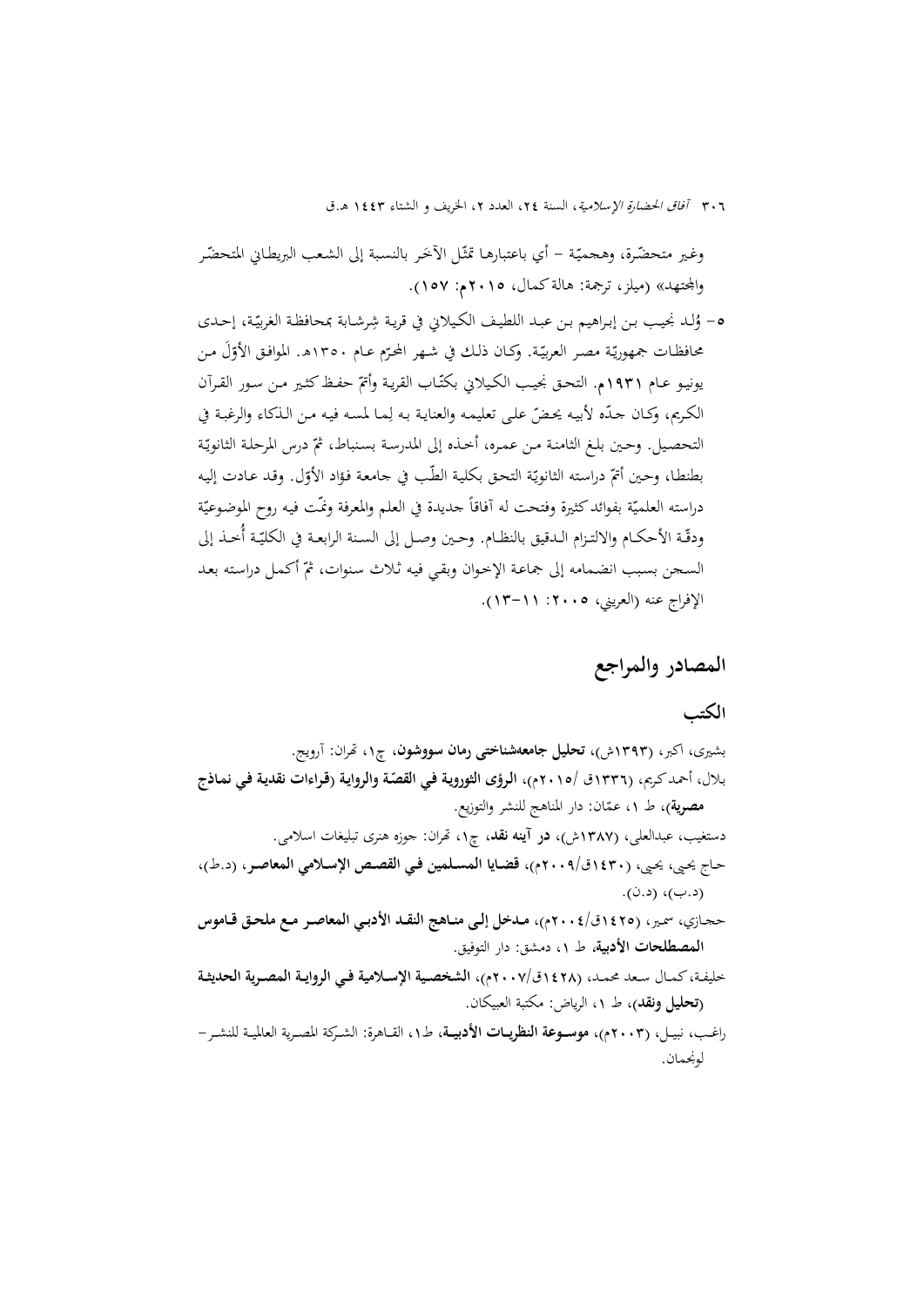وغير متحضّرة، وهمجيّة – أي باعتبارها تمثّل الآخَر بالنسبة إلى الشعب البريطاني المتحضّر والمجتهد» (ميلز، ترجمة: هالة كمال، ٢٠١٥م: ١٥٧).

٥- وُلد نجيب بن إبراهيم بن عبد اللطيف الكيلاني في قرية شِرشابة بمحافظة الغربيّة، إحدى محافظات جمهوريّة مصر العربيّة. وكان ذلك في شهر المحرّم عام ١٣٥٠هـ. الموافق الأوّلَ من يونيو عام ١٩٣١م. التحق نجيب الكيلاني بكتّاب القرية وأتمّ حفظ كثير من سور القرآن الكريم، وكان جدّه لأبيه يحضّ على تعليمه والعناية به لِما لمسه فيه من الذكاء والرغبة في التحصيل. وحين بلغ الثامنة من عمره، أخذه إلى المدرسة بسنباط، ثمّ درس المرحلة الثانويّة بطنطا، وحين أتمّ دراسته الثانويّة التحق بكلية الطّب في جامعة فؤاد الأوّل. وقد عادت إليه دراسته العلميّة بفوائد كثيرة وفتحت له آفاقاً جديدة في العلم والمعرفة ونمّت فيه روح الموضوعيّة ودقّة الأحكام والالتزام الدقيق بالنظام. وحين وصل إلى السنة الرابعة في الكليّة أُخذ إلى السجن بسبب انضمامه إلى جماعة الإخوان وبقي فيه ثلاث سنوات، ثمّ أكمل دراسته بعد الإفراج عنه (العريني، ٢٠٠٥: ١١-١٣).

## المصادر والمراجع

### الكتب

بشيرى، اكبر، (١٣٩٣ش)، **تحليل جامعه‌شناختى رمان سووشون**، چ١، تهران: آرويج.

بلال، أحمد كريم، (١٣٣٦ق /٢٠١٥م)، **الرؤى الثورية في القصّة والرواية (قراءات نقدية في نماذج مصرية)**، ط ١، عمّان: دار المناهج للنشر والتوزيع.

دستغيب، عبدالعلى، (١٣٨٧ش)، **در آينه نقد**، چ١، تهران: حوزه هنرى تبليغات اسلامى.

حاج يحيى، يحيى، (١٤٣٠ق/٢٠٠٩م)، **قضايا المسلمين في القصص الإسلامي المعاصر**، (د.ط)، (د.ب)، (د.ن).

حجازي، سمير، (١٤٢٥ق/٢٠٠٤م)، **مدخل إلى مناهج النقد الأدبي المعاصر مع ملحق قاموس المصطلحات الأدبية**، ط ١، دمشق: دار التوفيق.

خليفة، كمال سعد محمد، (١٤٢٨ق/٢٠٠٧م)، **الشخصية الإسلامية في الرواية المصرية الحديثة (تحليل ونقد)**، ط ١، الرياض: مكتبة العبيكان.

راغب، نبيل، (٢٠٠٣م)، **موسوعة النظريات الأدبية**، ط١، القاهرة: الشركة المصرية العالمية للنشر- لونجمان.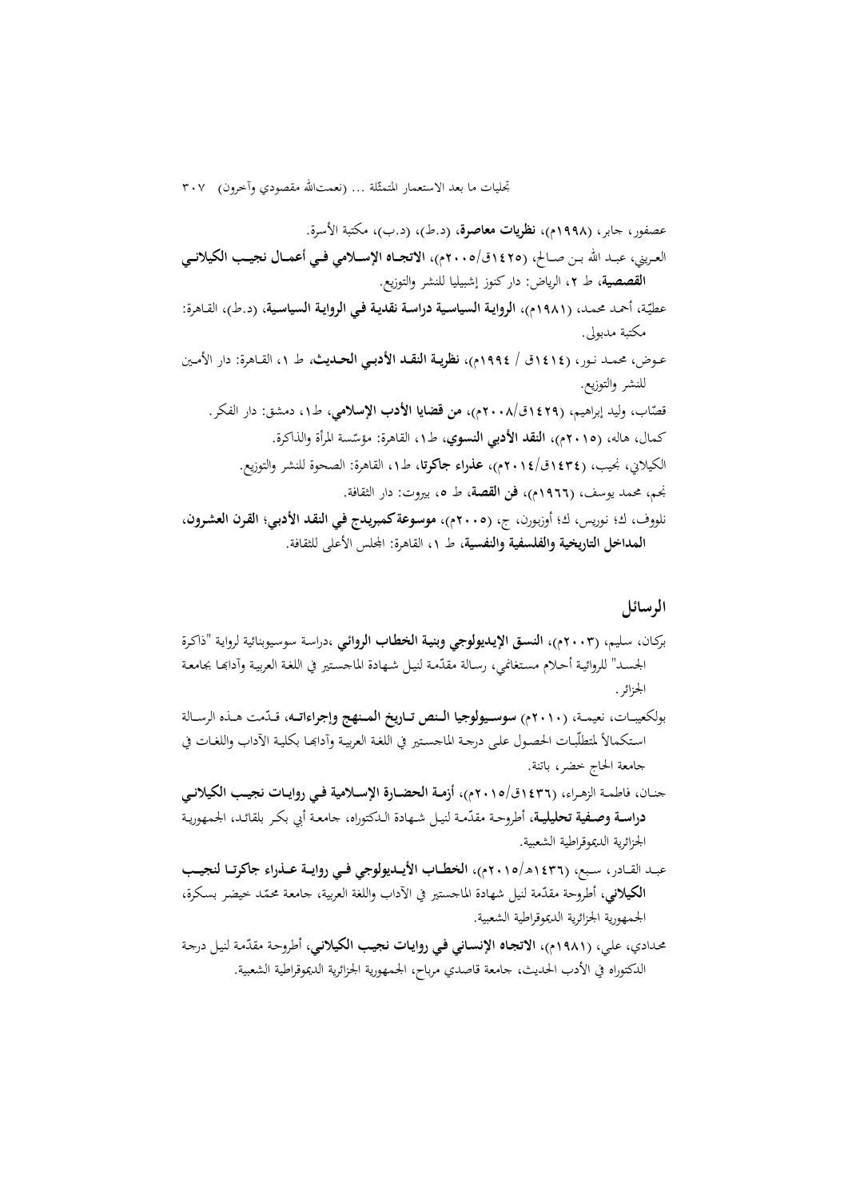عصفور، جابر، (١٩٩٨م)، **نظريات معاصرة**، (د.ط)، (د.ب)، مكتبة الأسرة.

العريني، عبد الله بن صالح، (١٤٢٥ق/٢٠٠٥م)، **الاتجاه الإسلامي في أعمال نجيب الكيلاني القصصية**، ط ٢، الرياض: دار كنوز إشبيليا للنشر والتوزيع.

عطيّة، أحمد محمد، (١٩٨١م)، **الرواية السياسية دراسة نقدية في الرواية السياسية**، (د.ط)، القاهرة: مكتبة مدبولي.

عوض، محمد نور، (١٤١٤ق / ١٩٩٤م)، **نظرية النقد الأدبي الحديث**، ط ١، القاهرة: دار الأمين للنشر والتوزيع.

قصّاب، وليد إبراهيم، (١٤٢٩ق/٢٠٠٨م)، **من قضايا الأدب الإسلامي**، ط١، دمشق: دار الفكر.

كمال، هاله، (٢٠١٥م)، **النقد الأدبي النسوي**، ط١، القاهرة: مؤسّسة المرأة والذاكرة.

الكيلاني، نجيب، (١٤٣٤ق/٢٠١٤م)، **عذراء جاكرتا**، ط١، القاهرة: الصحوة للنشر والتوزيع.

نجم، محمد يوسف، (١٩٦٦م)، **فن القصة**، ط ٥، بيروت: دار الثقافة.

نلووف، ك؛ نوريس، ك؛ أوزبورن، ج، (٢٠٠٥م)، **موسوعة كمبريدج في النقد الأدبي؛ القرن العشرون، المداخل التاريخية والفلسفية والنفسية**، ط ١، القاهرة: المجلس الأعلى للثقافة.

## الرسائل

بركان، سليم، (٢٠٠٣م)، **النسق الإيديولوجي وبنية الخطاب الروائي** ،دراسة سوسيوبنائية لرواية "ذاكرة الجسد" للروائية أحلام مستغانمي، رسالة مقدّمة لنيل شهادة الماجستير في اللغة العربية وآدابها بجامعة الجزائر.

بولكعيبات، نعيمة، (٢٠١٠م) **سوسيولوجيا النص تاريخ المنهج وإجراءاته**، قدّمت هذه الرسالة استكمالاً لمتطلّبات الحصول على درجة الماجستير في اللغة العربية وآدابها بكلية الآداب واللغات في جامعة الحاج خضر، باتنة.

جنان، فاطمة الزهراء، (١٤٣٦ق/٢٠١٥م)، **أزمة الحضارة الإسلامية في روايات نجيب الكيلاني دراسة وصفية تحليلية**، أطروحة مقدّمة لنيل شهادة الدكتوراه، جامعة أبي بكر بلقائد، الجمهورية الجزائرية الديموقراطية الشعبية.

عبد القادر، سبع، (١٤٣٦هـ/٢٠١٥م)، **الخطاب الأيديولوجي في رواية عذراء جاكرتا لنجيب الكيلاني**، أطروحة مقدّمة لنيل شهادة الماجستير في الآداب واللغة العربية، جامعة محمّد خيضر بسكرة، الجمهورية الجزائرية الديموقراطية الشعبية.

محدادي، علي، (١٩٨١م)، **الاتجاه الإنساني في روايات نجيب الكيلاني**، أطروحة مقدّمة لنيل درجة الدكتوراه في الأدب الحديث، جامعة قاصدي مرباح، الجمهورية الجزائرية الديموقراطية الشعبية.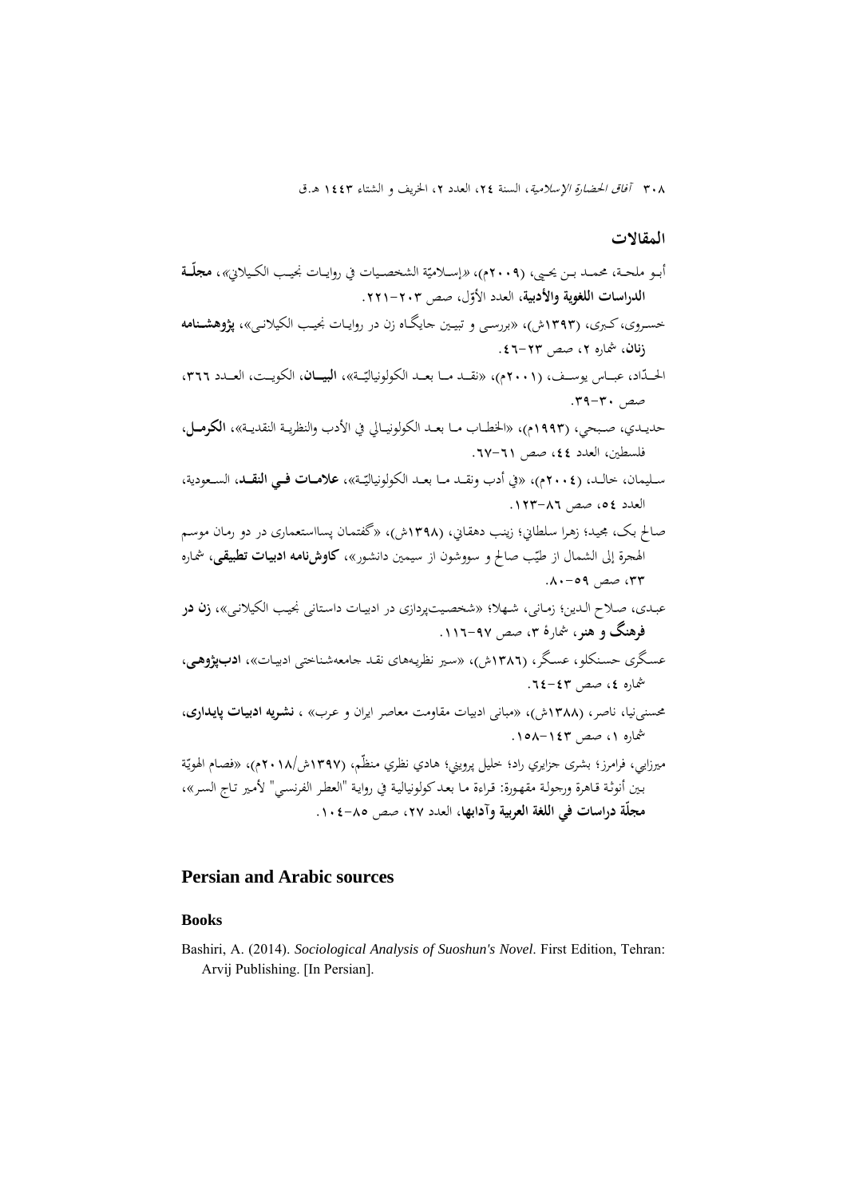### المقالات

أبو ملحة، محمد بن يحيى، (٢٠٠٩م)، «إسلاميّة الشخصيات في روايات نجيب الكيلاني»، **مجلّة الدراسات اللغوية والأدبية**، العدد الأوّل، صص ٢٠٣-٢٢١.

خسروى، كبرى، (١٣٩٣ش)، «بررسى و تبيين جايگاه زن در روايات نجيب الكيلانى»، **پژوهشنامه زنان**، شماره ٢، صص ٢٣-٤٦.

الحدّاد، عباس يوسف، (٢٠٠١م)، «نقد ما بعد الكولونياليّة»، **البيان**، الكويت، العدد ٣٦٦، صص ٣٠-٣٩.

حديدي، صبحي، (١٩٩٣م)، «الخطاب ما بعد الكولونيالي في الأدب والنظرية النقدية»، **الكرمل**، فلسطين، العدد ٤٤، صص ٦١-٦٧.

سليمان، خالد، (٢٠٠٤م)، «في أدب ونقد ما بعد الكولونياليّة»، **علامات في النقد**، السعودية، العدد ٥٤، صص ٨٦-١٢٣.

صالح بک، مجيد؛ زهرا سلطاني؛ زينب دهقاني، (١٣٩٨ش)، «گفتمان پسااستعمارى در دو رمان موسم الهجرة إلى الشمال از طيّب صالح و سووشون از سيمين دانشور»، **كاوش‌نامه ادبيات تطبيقى**، شماره ٣٣، صص ٥٩-٨٠.

عبدى، صلاح الدين؛ زمانى، شهلا؛ «شخصيت‌پردازى در ادبيات داستانى نجيب الكيلانى»، **زن در فرهنگ و هنر**، شمارهٔ ٣، صص ٩٧-١١٦.

عسگرى حسنكلو، عسگر، (١٣٨٦ش)، «سير نظريه‌هاى نقد جامعه‌شناختى ادبيات»، **ادب‌پژوهى**، شماره ٤، صص ٤٣-٦٤.

محسنى‌نيا، ناصر، (١٣٨٨ش)، «مبانى ادبيات مقاومت معاصر ايران و عرب» ، **نشريه ادبيات پايدارى**، شماره ١، صص ١٤٣-١٥٨.

ميرزايي، فرامرز؛ بشرى جزايري راد؛ خليل پرويني؛ هادي نظري منظّم، (١٣٩٧ش/٢٠١٨م)، «فصام الهويّة بين أنوثة قاهرة ورجولة مقهورة: قراءة ما بعد كولونيالية في رواية "العطر الفرنسي" لأمير تاج السر»، **مجلّة دراسات في اللغة العربية وآدابها**، العدد ٢٧، صص ٨٥-١٠٤.

## Persian and Arabic sources

### Books

Bashiri, A. (2014). *Sociological Analysis of Suoshun's Novel*. First Edition, Tehran: Arvij Publishing. [In Persian].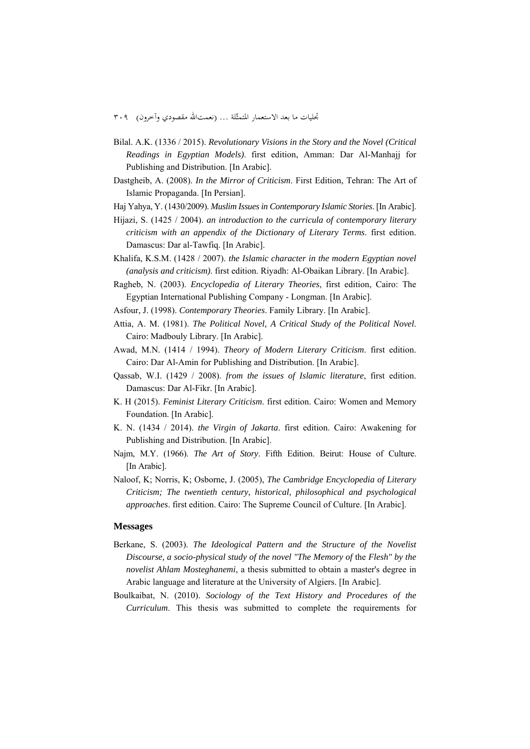Bilal. A.K. (1336 / 2015). *Revolutionary Visions in the Story and the Novel (Critical Readings in Egyptian Models)*. first edition, Amman: Dar Al-Manhajj for Publishing and Distribution. [In Arabic].

Dastgheib, A. (2008). *In the Mirror of Criticism*. First Edition, Tehran: The Art of Islamic Propaganda. [In Persian].

Haj Yahya, Y. (1430/2009). *Muslim Issues in Contemporary Islamic Stories*. [In Arabic].

Hijazi, S. (1425 / 2004). *an introduction to the curricula of contemporary literary criticism with an appendix of the Dictionary of Literary Terms*. first edition. Damascus: Dar al-Tawfiq. [In Arabic].

Khalifa, K.S.M. (1428 / 2007). *the Islamic character in the modern Egyptian novel (analysis and criticism)*. first edition. Riyadh: Al-Obaikan Library. [In Arabic].

Ragheb, N. (2003). *Encyclopedia of Literary Theories*, first edition, Cairo: The Egyptian International Publishing Company - Longman. [In Arabic].

Asfour, J. (1998). *Contemporary Theories*. Family Library. [In Arabic].

Attia, A. M. (1981). *The Political Novel, A Critical Study of the Political Novel*. Cairo: Madbouly Library. [In Arabic].

Awad, M.N. (1414 / 1994). *Theory of Modern Literary Criticism*. first edition. Cairo: Dar Al-Amin for Publishing and Distribution. [In Arabic].

Qassab, W.I. (1429 / 2008). *from the issues of Islamic literature*, first edition. Damascus: Dar Al-Fikr. [In Arabic].

K. H (2015). *Feminist Literary Criticism*. first edition. Cairo: Women and Memory Foundation. [In Arabic].

K. N. (1434 / 2014). *the Virgin of Jakarta*. first edition. Cairo: Awakening for Publishing and Distribution. [In Arabic].

Najm, M.Y. (1966). *The Art of Story*. Fifth Edition. Beirut: House of Culture. [In Arabic].

Naloof, K; Norris, K; Osborne, J. (2005), *The Cambridge Encyclopedia of Literary Criticism; The twentieth century, historical, philosophical and psychological approaches*. first edition. Cairo: The Supreme Council of Culture. [In Arabic].

### Messages

Berkane, S. (2003). *The Ideological Pattern and the Structure of the Novelist Discourse, a socio-physical study of the novel "The Memory of* the *Flesh" by the novelist Ahlam Mosteghanemi*, a thesis submitted to obtain a master's degree in Arabic language and literature at the University of Algiers. [In Arabic].

Boulkaibat, N. (2010). *Sociology of the Text History and Procedures of the Curriculum*. This thesis was submitted to complete the requirements for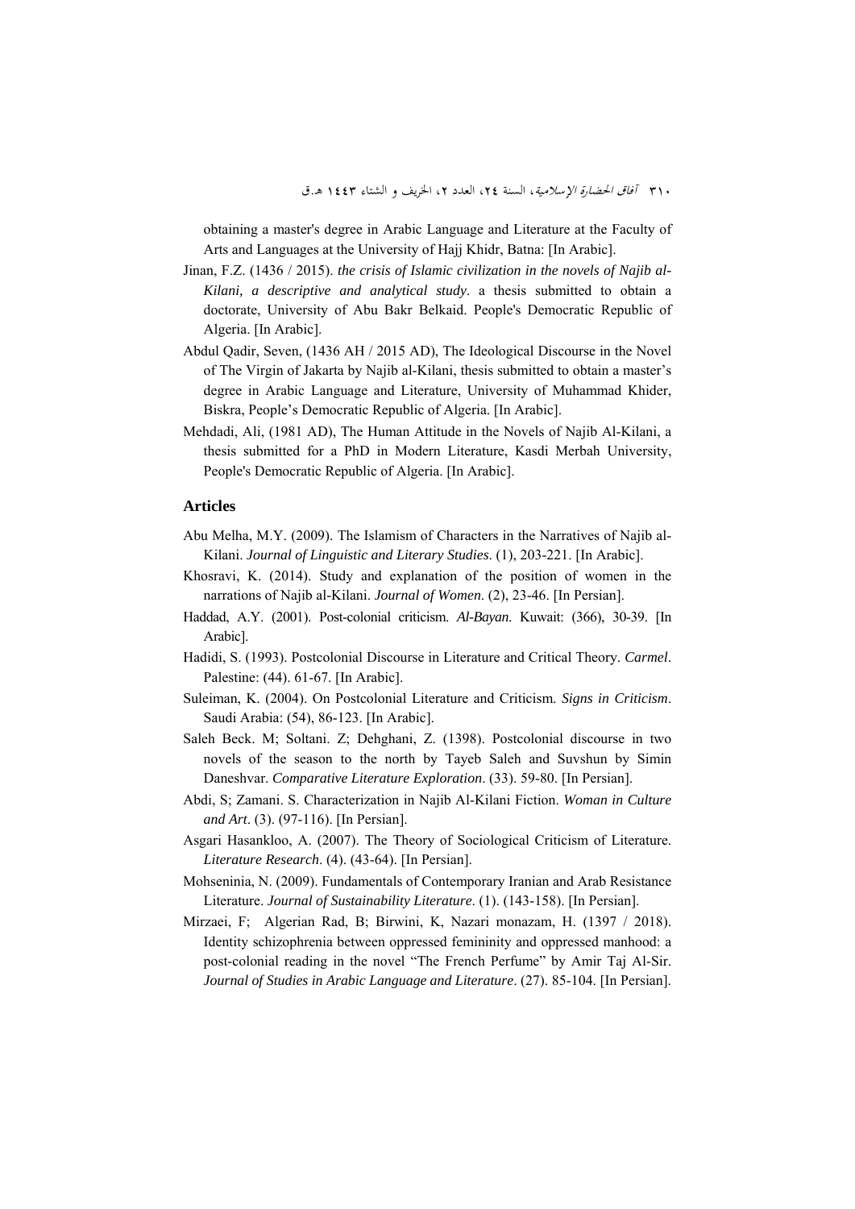obtaining a master's degree in Arabic Language and Literature at the Faculty of Arts and Languages at the University of Hajj Khidr, Batna: [In Arabic].

Jinan, F.Z. (1436 / 2015). *the crisis of Islamic civilization in the novels of Najib al-Kilani, a descriptive and analytical study*. a thesis submitted to obtain a doctorate, University of Abu Bakr Belkaid. People's Democratic Republic of Algeria. [In Arabic].

Abdul Qadir, Seven, (1436 AH / 2015 AD), The Ideological Discourse in the Novel of The Virgin of Jakarta by Najib al-Kilani, thesis submitted to obtain a master's degree in Arabic Language and Literature, University of Muhammad Khider, Biskra, People's Democratic Republic of Algeria. [In Arabic].

Mehdadi, Ali, (1981 AD), The Human Attitude in the Novels of Najib Al-Kilani, a thesis submitted for a PhD in Modern Literature, Kasdi Merbah University, People's Democratic Republic of Algeria. [In Arabic].

## Articles

Abu Melha, M.Y. (2009). The Islamism of Characters in the Narratives of Najib al-Kilani. *Journal of Linguistic and Literary Studies*. (1), 203-221. [In Arabic].

Khosravi, K. (2014). Study and explanation of the position of women in the narrations of Najib al-Kilani. *Journal of Women*. (2), 23-46. [In Persian].

Haddad, A.Y. (2001). Post-colonial criticism. *Al-Bayan*. Kuwait: (366), 30-39. [In Arabic].

Hadidi, S. (1993). Postcolonial Discourse in Literature and Critical Theory. *Carmel*. Palestine: (44). 61-67. [In Arabic].

Suleiman, K. (2004). On Postcolonial Literature and Criticism. *Signs in Criticism*. Saudi Arabia: (54), 86-123. [In Arabic].

Saleh Beck. M; Soltani. Z; Dehghani, Z. (1398). Postcolonial discourse in two novels of the season to the north by Tayeb Saleh and Suvshun by Simin Daneshvar. *Comparative Literature Exploration*. (33). 59-80. [In Persian].

Abdi, S; Zamani. S. Characterization in Najib Al-Kilani Fiction. *Woman in Culture and Art*. (3). (97-116). [In Persian].

Asgari Hasankloo, A. (2007). The Theory of Sociological Criticism of Literature. *Literature Research*. (4). (43-64). [In Persian].

Mohseninia, N. (2009). Fundamentals of Contemporary Iranian and Arab Resistance Literature. *Journal of Sustainability Literature*. (1). (143-158). [In Persian].

Mirzaei, F; Algerian Rad, B; Birwini, K, Nazari monazam, H. (1397 / 2018). Identity schizophrenia between oppressed femininity and oppressed manhood: a post-colonial reading in the novel "The French Perfume" by Amir Taj Al-Sir. *Journal of Studies in Arabic Language and Literature*. (27). 85-104. [In Persian].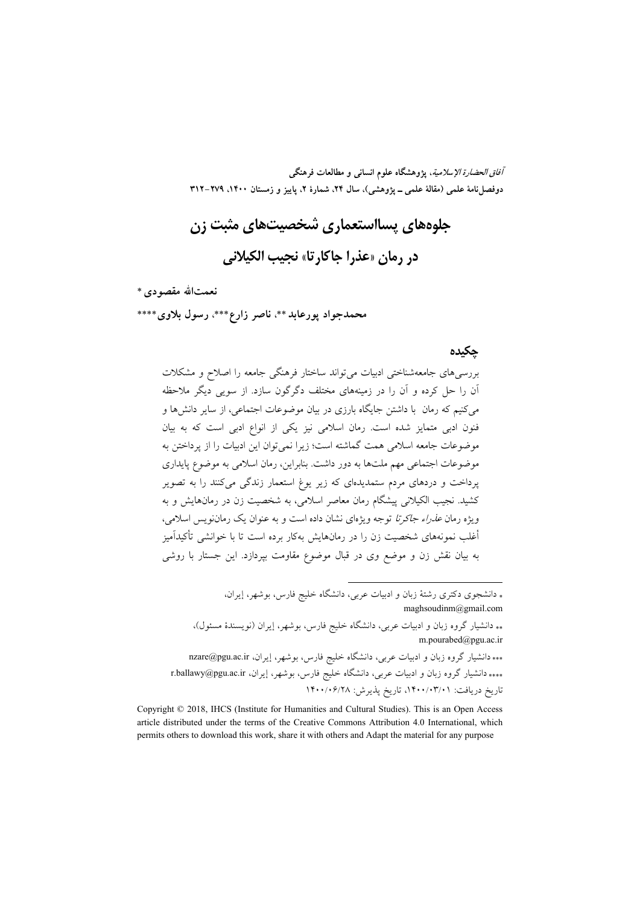*آفاق الحضارة الإسلامية*، پژوهشگاه علوم انسانی و مطالعات فرهنگی
دوفصل‌نامهٔ علمی (مقالهٔ علمی ـ پژوهشی)، سال ۲۴، شمارهٔ ۲، پاییز و زمستان ۱۴۰۰، ۲۷۹-۳۱۲

# جلوه‌های پسااستعماری شخصیت‌های مثبت زن در رمان «عذرا جاکارتا» نجیب الکیلانی

**نعمت‌الله مقصودی** *

**محمدجواد پورعابد**\*\*، **ناصر زارع**\*\*\*، **رسول بلاوی**\*\*\*\*

## چکیده

بررسی‌های جامعه‌شناختی ادبیات می‌تواند ساختار فرهنگی جامعه را اصلاح و مشکلات آن را حل کرده و آن را در زمینه‌های مختلف دگرگون سازد. از سویی دیگر ملاحظه می‌کنیم که رمان با داشتن جایگاه بارزی در بیان موضوعات اجتماعی، از سایر دانش‌ها و فنون ادبی متمایز شده است. رمان اسلامی نیز یکی از انواع ادبی است که به بیان موضوعات جامعه اسلامی همت گماشته است؛ زیرا نمی‌توان این ادبیات را از پرداختن به موضوعات اجتماعی مهم ملت‌ها به دور داشت. بنابراین، رمان اسلامی به موضوع پایداری پرداخت و دردهای مردم ستمدیده‌ای که زیر یوغ استعمار زندگی می‌کنند را به تصویر کشید. نجیب الکیلانی پیشگام رمان معاصر اسلامی، به شخصیت زن در رمان‌هایش و به ویژه رمان *عذراء جاکرتا* توجه ویژه‌ای نشان داده است و به عنوان یک رمان‌نویس اسلامی، أغلب نمونه‌های شخصیت زن را در رمان‌هایش به‌کار برده است تا با خوانشی تأکیدآمیز به بیان نقش زن و موضع وی در قبال موضوع مقاومت بپردازد. این جستار با روشی

---

\* دانشجوی دکتری رشتهٔ زبان و ادبیات عربی، دانشگاه خلیج فارس، بوشهر، ایران، maghsoudinm@gmail.com

\*\* دانشیار گروه زبان و ادبیات عربی، دانشگاه خلیج فارس، بوشهر، ایران (نویسندهٔ مسئول)، m.pourabed@pgu.ac.ir

\*\*\* دانشیار گروه زبان و ادبیات عربی، دانشگاه خلیج فارس، بوشهر، ایران، nzare@pgu.ac.ir

\*\*\*\* دانشیار گروه زبان و ادبیات عربی، دانشگاه خلیج فارس، بوشهر، ایران، r.ballawy@pgu.ac.ir

تاریخ دریافت: ۱۴۰۰/۰۳/۰۱، تاریخ پذیرش: ۱۴۰۰/۰۶/۲۸

Copyright © 2018, IHCS (Institute for Humanities and Cultural Studies). This is an Open Access article distributed under the terms of the Creative Commons Attribution 4.0 International, which permits others to download this work, share it with others and Adapt the material for any purpose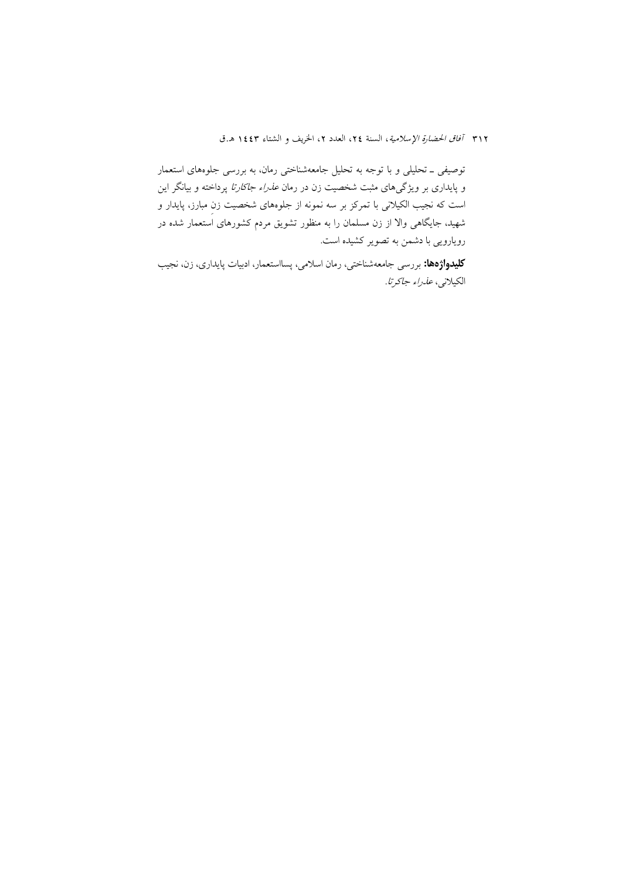توصیفی ـ تحلیلی و با توجه به تحلیل جامعه‌شناختی رمان، به بررسی جلوه‌های استعمار و پایداری بر ویژگی‌های مثبت شخصیت زن در رمان *عذراء جاکارتا* پرداخته و بیانگر این است که نجیب الکیلانی با تمرکز بر سه نمونه از جلوه‌های شخصیت زنِ مبارز، پایدار و شهید، جایگاهی والا از زن مسلمان را به منظور تشویق مردم کشورهای استعمار شده در رویارویی با دشمن به تصویر کشیده است.

**کلیدواژه‌ها:** بررسی جامعه‌شناختی، رمان اسلامی، پسااستعمار، ادبیات پایداری، زن، نجیب الکیلانی، *عذراء جاکرتا*.